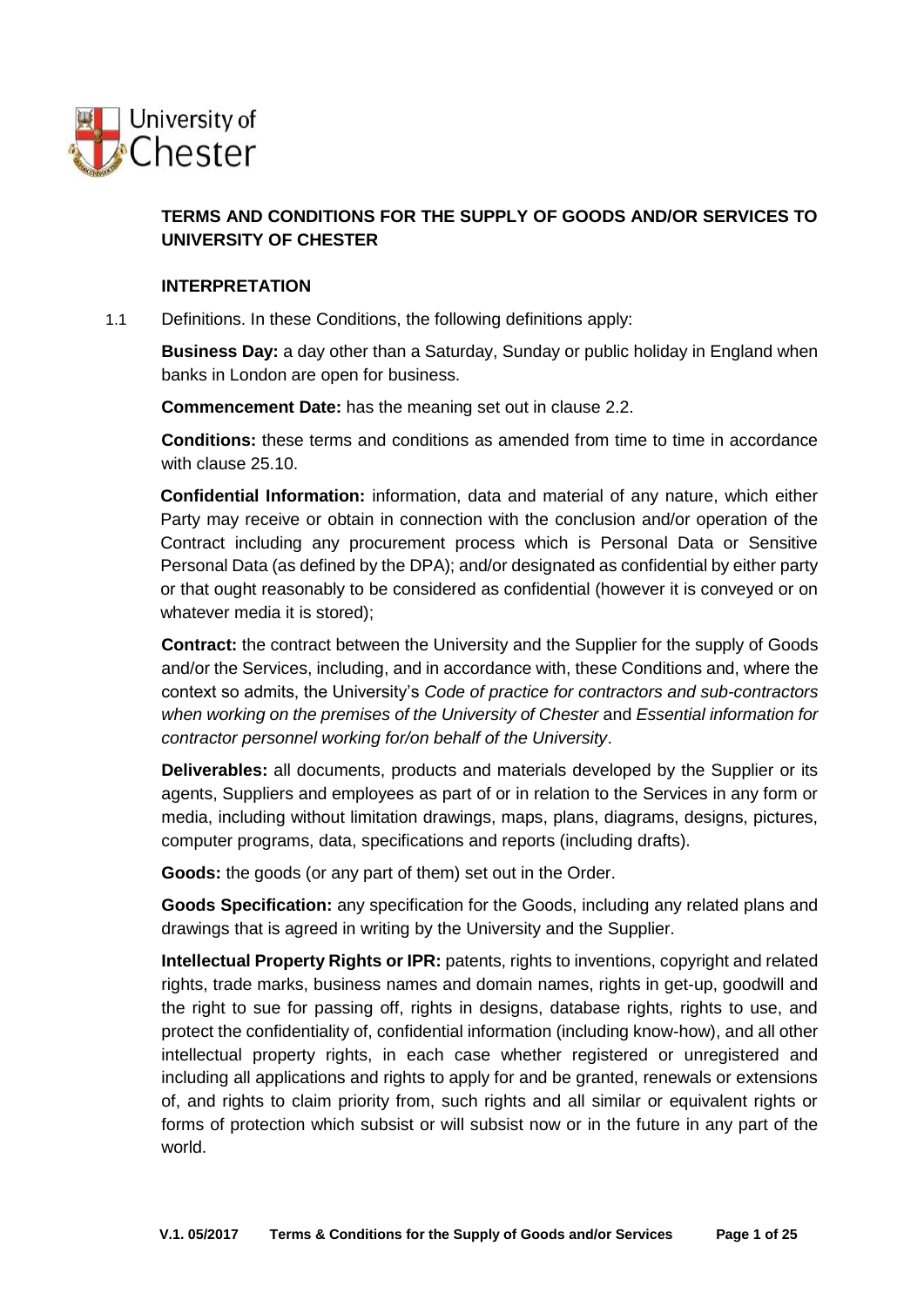# TERMS AND CONDITIONS FOR THE SUPPLY OF GOODS AND/OR SERVICES TO UNIVERSITY OF CHESTER

## INTERPRETATION

1.1 Definitions. In these Conditions, the following definitions apply:

**Business Day:** a day other than a Saturday, Sunday or public holiday in England when banks in London are open for business.

**Commencement Date:** has the meaning set out in clause 2.2.

**Conditions:** these terms and conditions as amended from time to time in accordance with clause 25.10.

**Confidential Information:** information, data and material of any nature, which either Party may receive or obtain in connection with the conclusion and/or operation of the Contract including any procurement process which is Personal Data or Sensitive Personal Data (as defined by the DPA); and/or designated as confidential by either party or that ought reasonably to be considered as confidential (however it is conveyed or on whatever media it is stored);

**Contract:** the contract between the University and the Supplier for the supply of Goods and/or the Services, including, and in accordance with, these Conditions and, where the context so admits, the University's *Code of practice for contractors and sub-contractors when working on the premises of the University of Chester* and *Essential information for contractor personnel working for/on behalf of the University*.

**Deliverables:** all documents, products and materials developed by the Supplier or its agents, Suppliers and employees as part of or in relation to the Services in any form or media, including without limitation drawings, maps, plans, diagrams, designs, pictures, computer programs, data, specifications and reports (including drafts).

**Goods:** the goods (or any part of them) set out in the Order.

**Goods Specification:** any specification for the Goods, including any related plans and drawings that is agreed in writing by the University and the Supplier.

**Intellectual Property Rights or IPR:** patents, rights to inventions, copyright and related rights, trade marks, business names and domain names, rights in get-up, goodwill and the right to sue for passing off, rights in designs, database rights, rights to use, and protect the confidentiality of, confidential information (including know-how), and all other intellectual property rights, in each case whether registered or unregistered and including all applications and rights to apply for and be granted, renewals or extensions of, and rights to claim priority from, such rights and all similar or equivalent rights or forms of protection which subsist or will subsist now or in the future in any part of the world.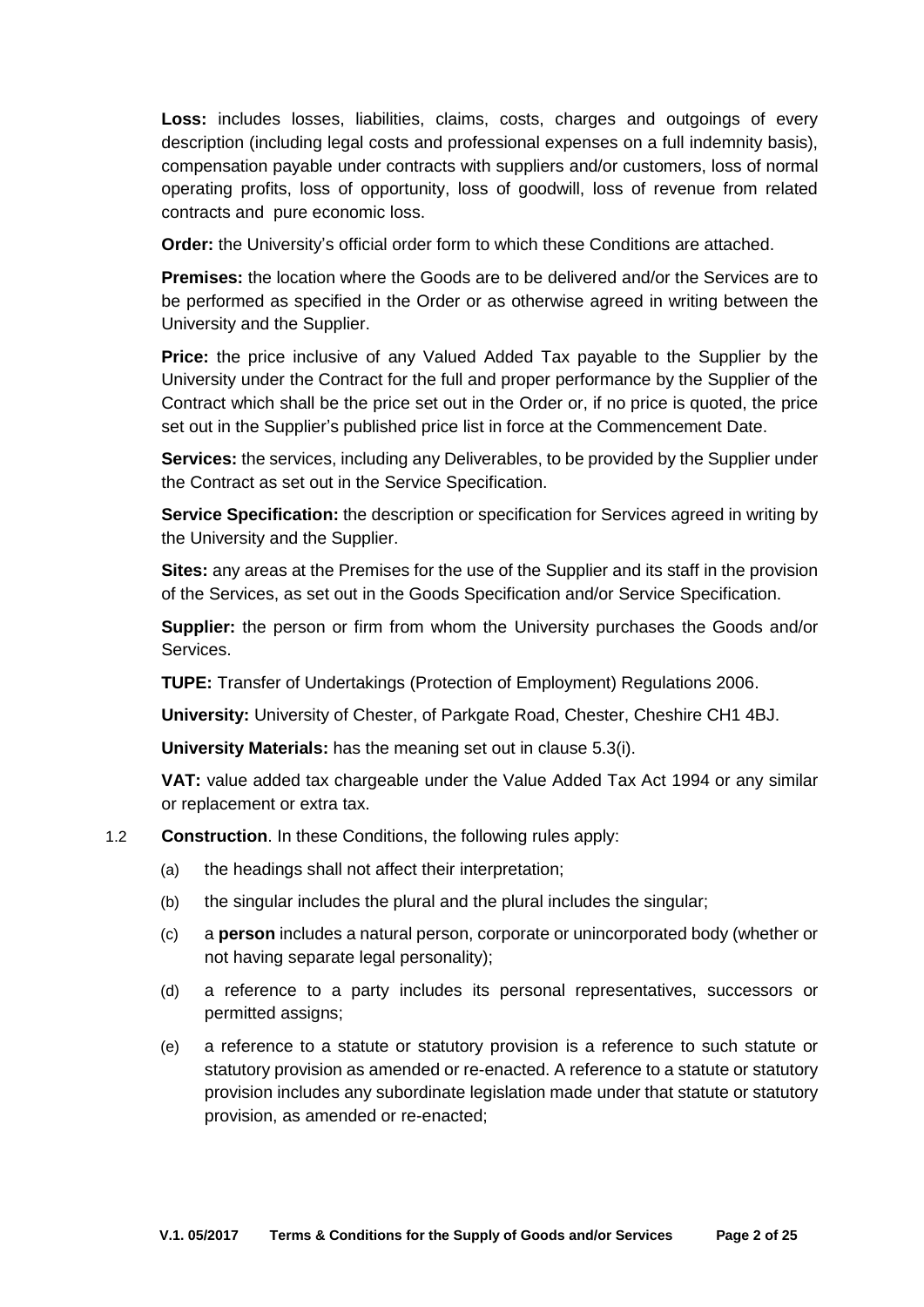**Loss:** includes losses, liabilities, claims, costs, charges and outgoings of every description (including legal costs and professional expenses on a full indemnity basis), compensation payable under contracts with suppliers and/or customers, loss of normal operating profits, loss of opportunity, loss of goodwill, loss of revenue from related contracts and pure economic loss.

**Order:** the University's official order form to which these Conditions are attached.

**Premises:** the location where the Goods are to be delivered and/or the Services are to be performed as specified in the Order or as otherwise agreed in writing between the University and the Supplier.

**Price:** the price inclusive of any Valued Added Tax payable to the Supplier by the University under the Contract for the full and proper performance by the Supplier of the Contract which shall be the price set out in the Order or, if no price is quoted, the price set out in the Supplier's published price list in force at the Commencement Date.

**Services:** the services, including any Deliverables, to be provided by the Supplier under the Contract as set out in the Service Specification.

**Service Specification:** the description or specification for Services agreed in writing by the University and the Supplier.

**Sites:** any areas at the Premises for the use of the Supplier and its staff in the provision of the Services, as set out in the Goods Specification and/or Service Specification.

**Supplier:** the person or firm from whom the University purchases the Goods and/or Services.

**TUPE:** Transfer of Undertakings (Protection of Employment) Regulations 2006.

**University:** University of Chester, of Parkgate Road, Chester, Cheshire CH1 4BJ.

**University Materials:** has the meaning set out in clause 5.3(i).

**VAT:** value added tax chargeable under the Value Added Tax Act 1994 or any similar or replacement or extra tax.

1.2 **Construction**. In these Conditions, the following rules apply:

(a) the headings shall not affect their interpretation;

(b) the singular includes the plural and the plural includes the singular;

(c) a **person** includes a natural person, corporate or unincorporated body (whether or not having separate legal personality);

(d) a reference to a party includes its personal representatives, successors or permitted assigns;

(e) a reference to a statute or statutory provision is a reference to such statute or statutory provision as amended or re-enacted. A reference to a statute or statutory provision includes any subordinate legislation made under that statute or statutory provision, as amended or re-enacted;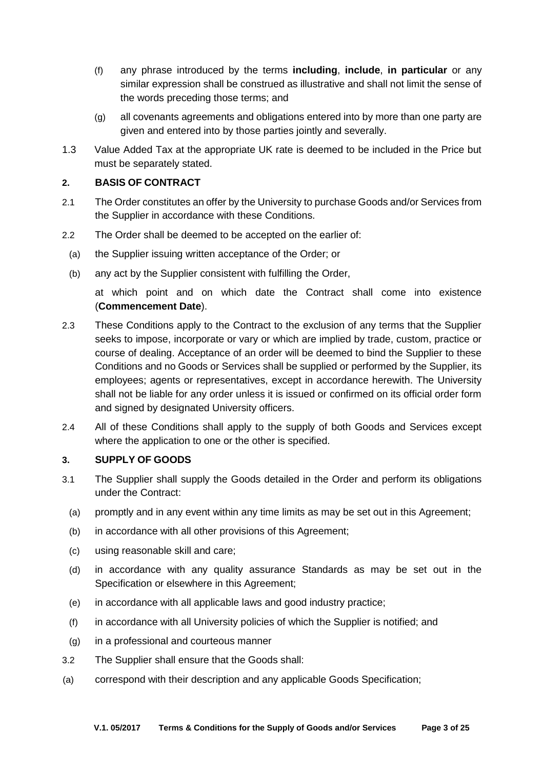(f) any phrase introduced by the terms **including**, **include**, **in particular** or any similar expression shall be construed as illustrative and shall not limit the sense of the words preceding those terms; and

(g) all covenants agreements and obligations entered into by more than one party are given and entered into by those parties jointly and severally.

1.3 Value Added Tax at the appropriate UK rate is deemed to be included in the Price but must be separately stated.

## 2. BASIS OF CONTRACT

2.1 The Order constitutes an offer by the University to purchase Goods and/or Services from the Supplier in accordance with these Conditions.

2.2 The Order shall be deemed to be accepted on the earlier of:

(a) the Supplier issuing written acceptance of the Order; or

(b) any act by the Supplier consistent with fulfilling the Order,

at which point and on which date the Contract shall come into existence (**Commencement Date**).

2.3 These Conditions apply to the Contract to the exclusion of any terms that the Supplier seeks to impose, incorporate or vary or which are implied by trade, custom, practice or course of dealing. Acceptance of an order will be deemed to bind the Supplier to these Conditions and no Goods or Services shall be supplied or performed by the Supplier, its employees; agents or representatives, except in accordance herewith. The University shall not be liable for any order unless it is issued or confirmed on its official order form and signed by designated University officers.

2.4 All of these Conditions shall apply to the supply of both Goods and Services except where the application to one or the other is specified.

## 3. SUPPLY OF GOODS

3.1 The Supplier shall supply the Goods detailed in the Order and perform its obligations under the Contract:

(a) promptly and in any event within any time limits as may be set out in this Agreement;

(b) in accordance with all other provisions of this Agreement;

(c) using reasonable skill and care;

(d) in accordance with any quality assurance Standards as may be set out in the Specification or elsewhere in this Agreement;

(e) in accordance with all applicable laws and good industry practice;

(f) in accordance with all University policies of which the Supplier is notified; and

(g) in a professional and courteous manner

3.2 The Supplier shall ensure that the Goods shall:

(a) correspond with their description and any applicable Goods Specification;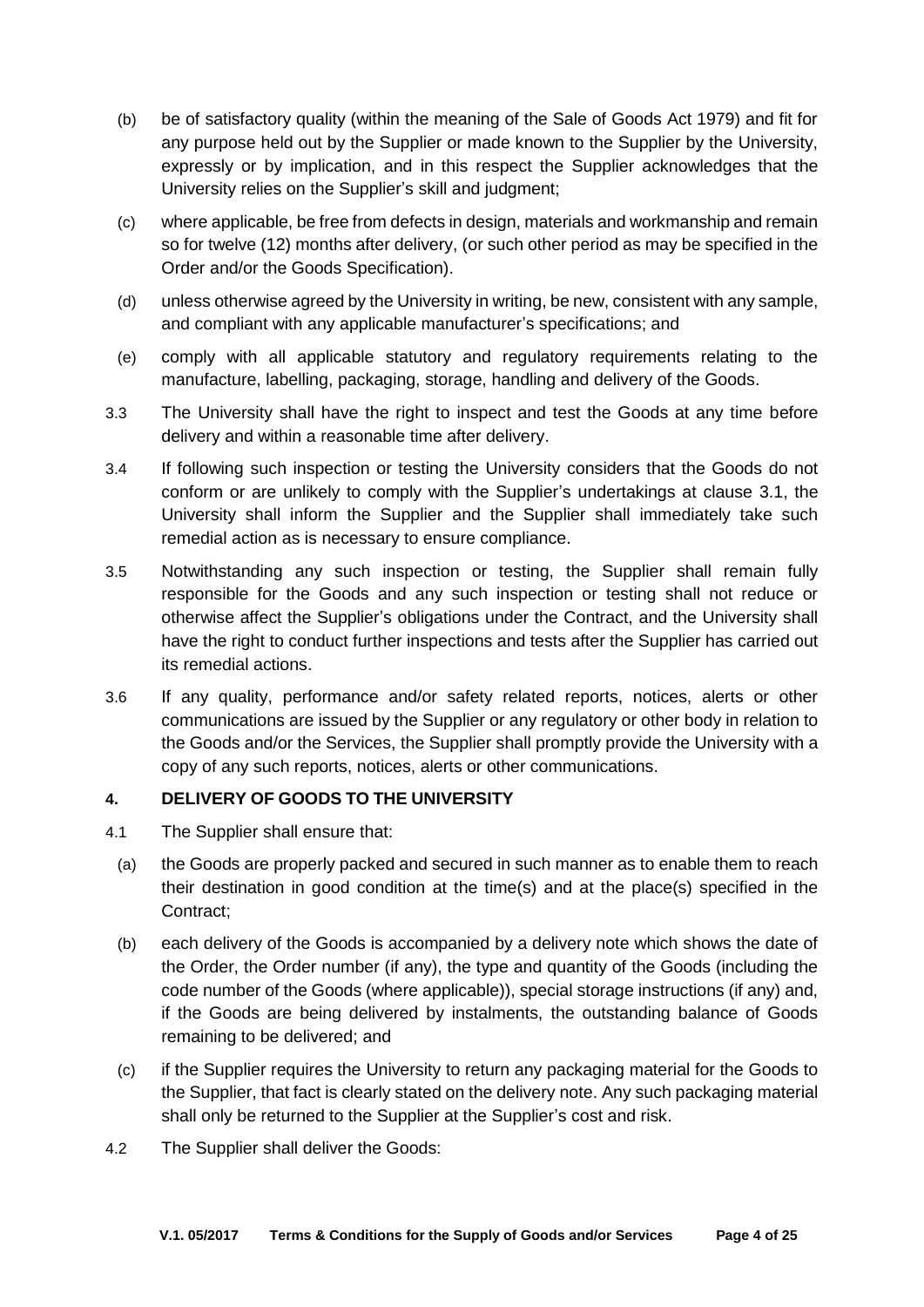(b) be of satisfactory quality (within the meaning of the Sale of Goods Act 1979) and fit for any purpose held out by the Supplier or made known to the Supplier by the University, expressly or by implication, and in this respect the Supplier acknowledges that the University relies on the Supplier's skill and judgment;

(c) where applicable, be free from defects in design, materials and workmanship and remain so for twelve (12) months after delivery, (or such other period as may be specified in the Order and/or the Goods Specification).

(d) unless otherwise agreed by the University in writing, be new, consistent with any sample, and compliant with any applicable manufacturer's specifications; and

(e) comply with all applicable statutory and regulatory requirements relating to the manufacture, labelling, packaging, storage, handling and delivery of the Goods.

3.3 The University shall have the right to inspect and test the Goods at any time before delivery and within a reasonable time after delivery.

3.4 If following such inspection or testing the University considers that the Goods do not conform or are unlikely to comply with the Supplier's undertakings at clause 3.1, the University shall inform the Supplier and the Supplier shall immediately take such remedial action as is necessary to ensure compliance.

3.5 Notwithstanding any such inspection or testing, the Supplier shall remain fully responsible for the Goods and any such inspection or testing shall not reduce or otherwise affect the Supplier's obligations under the Contract, and the University shall have the right to conduct further inspections and tests after the Supplier has carried out its remedial actions.

3.6 If any quality, performance and/or safety related reports, notices, alerts or other communications are issued by the Supplier or any regulatory or other body in relation to the Goods and/or the Services, the Supplier shall promptly provide the University with a copy of any such reports, notices, alerts or other communications.

## 4. DELIVERY OF GOODS TO THE UNIVERSITY

4.1 The Supplier shall ensure that:

(a) the Goods are properly packed and secured in such manner as to enable them to reach their destination in good condition at the time(s) and at the place(s) specified in the Contract;

(b) each delivery of the Goods is accompanied by a delivery note which shows the date of the Order, the Order number (if any), the type and quantity of the Goods (including the code number of the Goods (where applicable)), special storage instructions (if any) and, if the Goods are being delivered by instalments, the outstanding balance of Goods remaining to be delivered; and

(c) if the Supplier requires the University to return any packaging material for the Goods to the Supplier, that fact is clearly stated on the delivery note. Any such packaging material shall only be returned to the Supplier at the Supplier's cost and risk.

4.2 The Supplier shall deliver the Goods: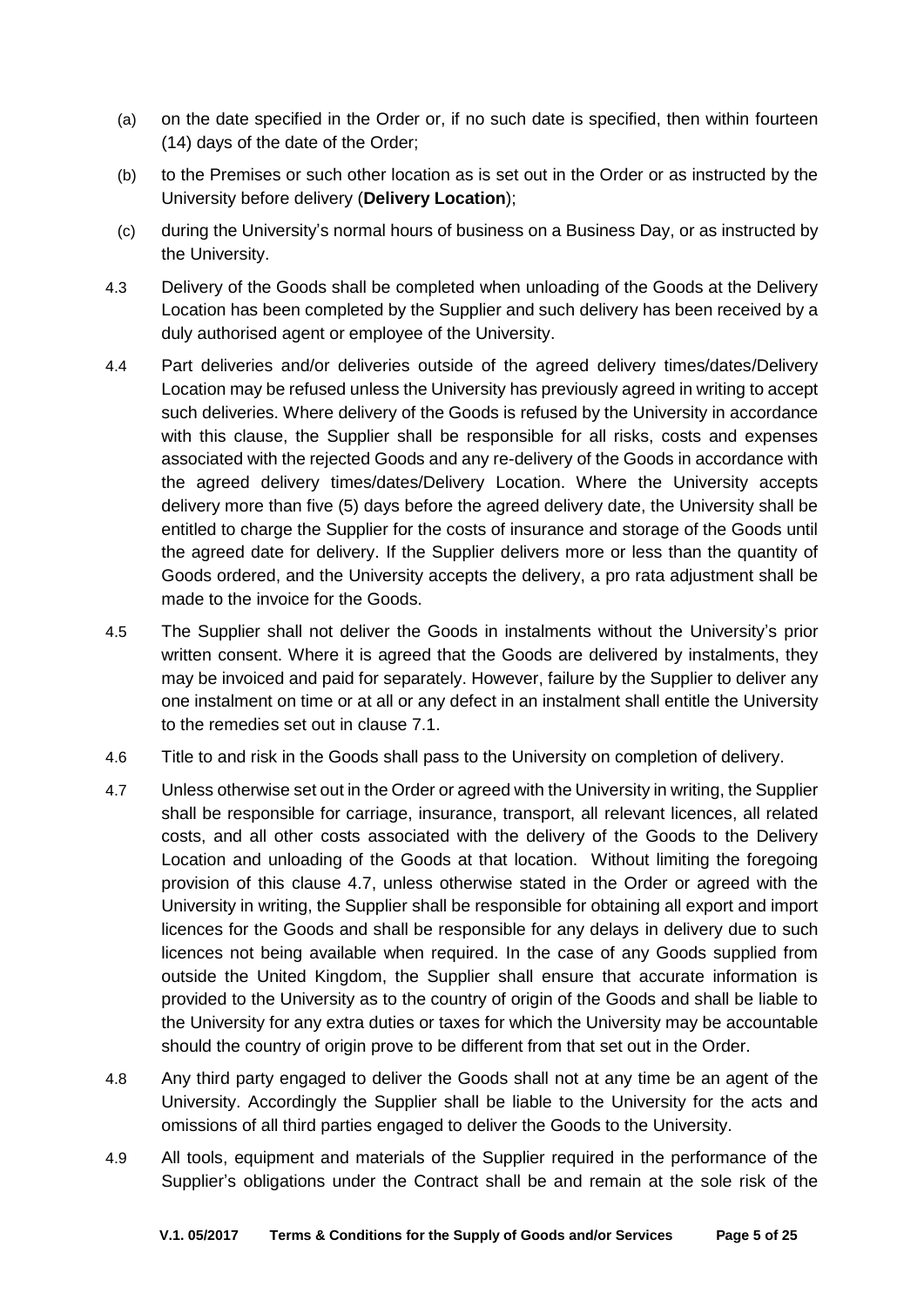(a) on the date specified in the Order or, if no such date is specified, then within fourteen (14) days of the date of the Order;

(b) to the Premises or such other location as is set out in the Order or as instructed by the University before delivery (**Delivery Location**);

(c) during the University's normal hours of business on a Business Day, or as instructed by the University.

4.3 Delivery of the Goods shall be completed when unloading of the Goods at the Delivery Location has been completed by the Supplier and such delivery has been received by a duly authorised agent or employee of the University.

4.4 Part deliveries and/or deliveries outside of the agreed delivery times/dates/Delivery Location may be refused unless the University has previously agreed in writing to accept such deliveries. Where delivery of the Goods is refused by the University in accordance with this clause, the Supplier shall be responsible for all risks, costs and expenses associated with the rejected Goods and any re-delivery of the Goods in accordance with the agreed delivery times/dates/Delivery Location. Where the University accepts delivery more than five (5) days before the agreed delivery date, the University shall be entitled to charge the Supplier for the costs of insurance and storage of the Goods until the agreed date for delivery. If the Supplier delivers more or less than the quantity of Goods ordered, and the University accepts the delivery, a pro rata adjustment shall be made to the invoice for the Goods.

4.5 The Supplier shall not deliver the Goods in instalments without the University's prior written consent. Where it is agreed that the Goods are delivered by instalments, they may be invoiced and paid for separately. However, failure by the Supplier to deliver any one instalment on time or at all or any defect in an instalment shall entitle the University to the remedies set out in clause 7.1.

4.6 Title to and risk in the Goods shall pass to the University on completion of delivery.

4.7 Unless otherwise set out in the Order or agreed with the University in writing, the Supplier shall be responsible for carriage, insurance, transport, all relevant licences, all related costs, and all other costs associated with the delivery of the Goods to the Delivery Location and unloading of the Goods at that location. Without limiting the foregoing provision of this clause 4.7, unless otherwise stated in the Order or agreed with the University in writing, the Supplier shall be responsible for obtaining all export and import licences for the Goods and shall be responsible for any delays in delivery due to such licences not being available when required. In the case of any Goods supplied from outside the United Kingdom, the Supplier shall ensure that accurate information is provided to the University as to the country of origin of the Goods and shall be liable to the University for any extra duties or taxes for which the University may be accountable should the country of origin prove to be different from that set out in the Order.

4.8 Any third party engaged to deliver the Goods shall not at any time be an agent of the University. Accordingly the Supplier shall be liable to the University for the acts and omissions of all third parties engaged to deliver the Goods to the University.

4.9 All tools, equipment and materials of the Supplier required in the performance of the Supplier's obligations under the Contract shall be and remain at the sole risk of the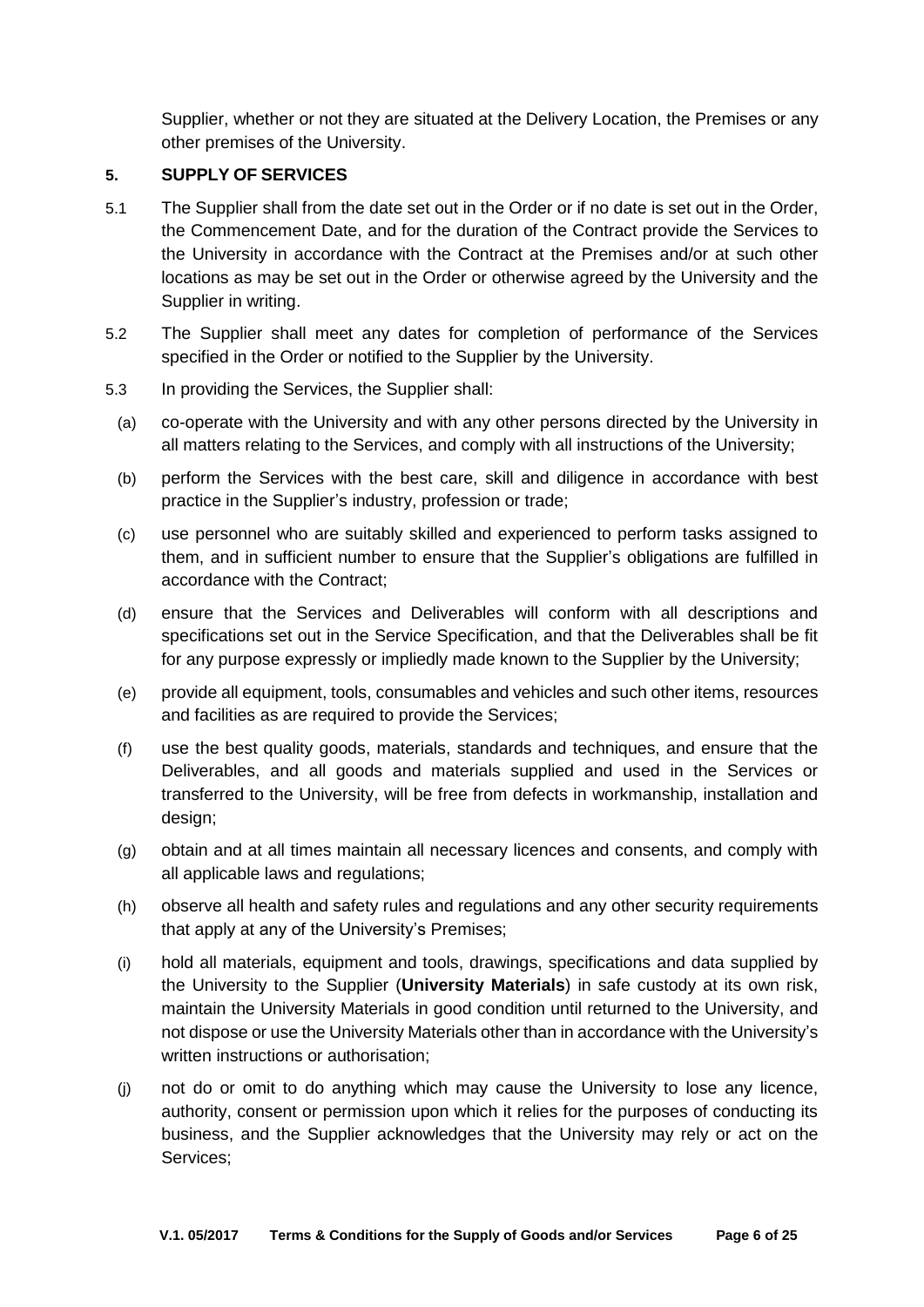Supplier, whether or not they are situated at the Delivery Location, the Premises or any other premises of the University.

## 5. SUPPLY OF SERVICES

5.1 The Supplier shall from the date set out in the Order or if no date is set out in the Order, the Commencement Date, and for the duration of the Contract provide the Services to the University in accordance with the Contract at the Premises and/or at such other locations as may be set out in the Order or otherwise agreed by the University and the Supplier in writing.

5.2 The Supplier shall meet any dates for completion of performance of the Services specified in the Order or notified to the Supplier by the University.

5.3 In providing the Services, the Supplier shall:

(a) co-operate with the University and with any other persons directed by the University in all matters relating to the Services, and comply with all instructions of the University;

(b) perform the Services with the best care, skill and diligence in accordance with best practice in the Supplier's industry, profession or trade;

(c) use personnel who are suitably skilled and experienced to perform tasks assigned to them, and in sufficient number to ensure that the Supplier's obligations are fulfilled in accordance with the Contract;

(d) ensure that the Services and Deliverables will conform with all descriptions and specifications set out in the Service Specification, and that the Deliverables shall be fit for any purpose expressly or impliedly made known to the Supplier by the University;

(e) provide all equipment, tools, consumables and vehicles and such other items, resources and facilities as are required to provide the Services;

(f) use the best quality goods, materials, standards and techniques, and ensure that the Deliverables, and all goods and materials supplied and used in the Services or transferred to the University, will be free from defects in workmanship, installation and design;

(g) obtain and at all times maintain all necessary licences and consents, and comply with all applicable laws and regulations;

(h) observe all health and safety rules and regulations and any other security requirements that apply at any of the University's Premises;

(i) hold all materials, equipment and tools, drawings, specifications and data supplied by the University to the Supplier (**University Materials**) in safe custody at its own risk, maintain the University Materials in good condition until returned to the University, and not dispose or use the University Materials other than in accordance with the University's written instructions or authorisation;

(j) not do or omit to do anything which may cause the University to lose any licence, authority, consent or permission upon which it relies for the purposes of conducting its business, and the Supplier acknowledges that the University may rely or act on the Services;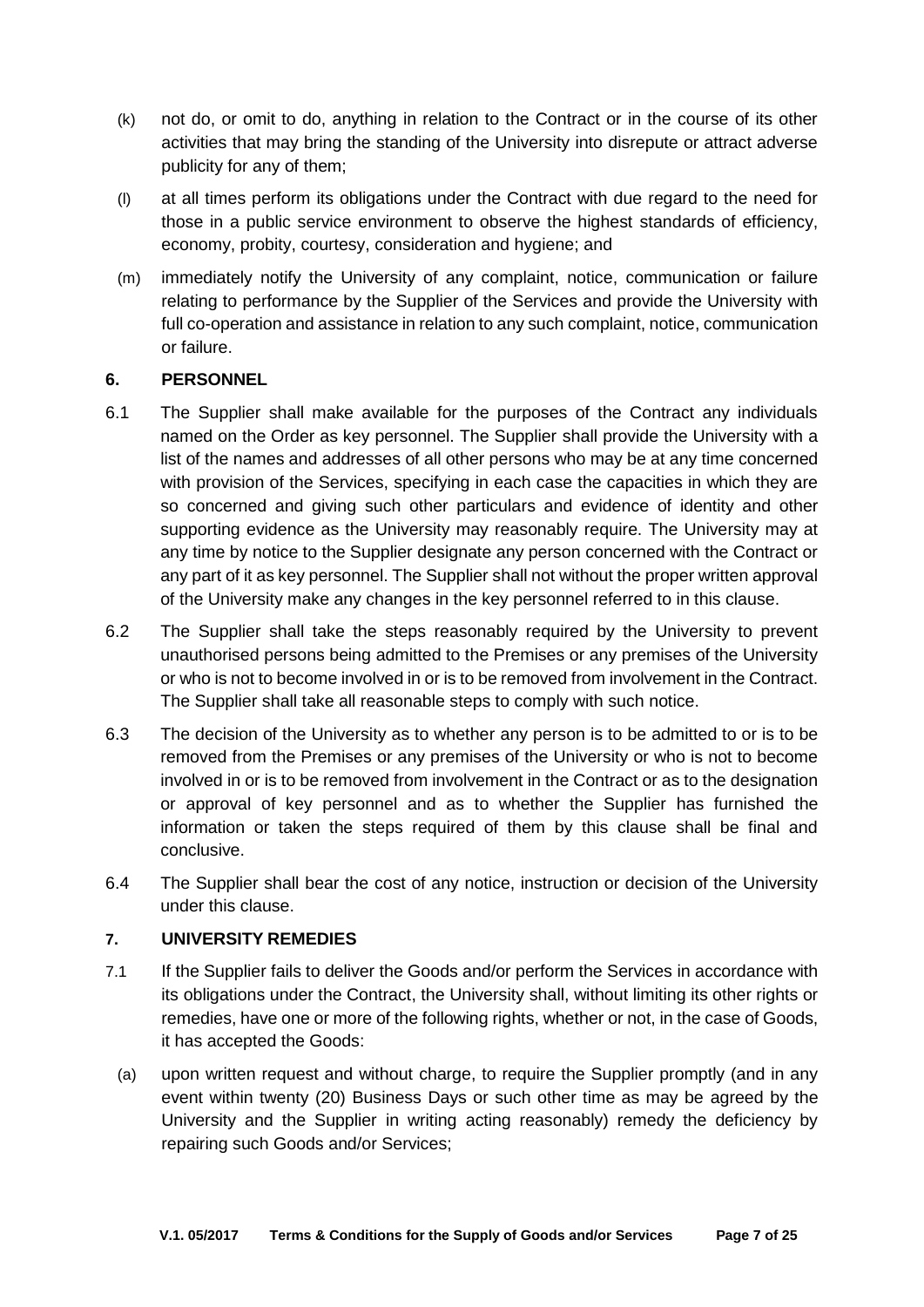(k) not do, or omit to do, anything in relation to the Contract or in the course of its other activities that may bring the standing of the University into disrepute or attract adverse publicity for any of them;

(l) at all times perform its obligations under the Contract with due regard to the need for those in a public service environment to observe the highest standards of efficiency, economy, probity, courtesy, consideration and hygiene; and

(m) immediately notify the University of any complaint, notice, communication or failure relating to performance by the Supplier of the Services and provide the University with full co-operation and assistance in relation to any such complaint, notice, communication or failure.

## 6. PERSONNEL

6.1 The Supplier shall make available for the purposes of the Contract any individuals named on the Order as key personnel. The Supplier shall provide the University with a list of the names and addresses of all other persons who may be at any time concerned with provision of the Services, specifying in each case the capacities in which they are so concerned and giving such other particulars and evidence of identity and other supporting evidence as the University may reasonably require. The University may at any time by notice to the Supplier designate any person concerned with the Contract or any part of it as key personnel. The Supplier shall not without the proper written approval of the University make any changes in the key personnel referred to in this clause.

6.2 The Supplier shall take the steps reasonably required by the University to prevent unauthorised persons being admitted to the Premises or any premises of the University or who is not to become involved in or is to be removed from involvement in the Contract. The Supplier shall take all reasonable steps to comply with such notice.

6.3 The decision of the University as to whether any person is to be admitted to or is to be removed from the Premises or any premises of the University or who is not to become involved in or is to be removed from involvement in the Contract or as to the designation or approval of key personnel and as to whether the Supplier has furnished the information or taken the steps required of them by this clause shall be final and conclusive.

6.4 The Supplier shall bear the cost of any notice, instruction or decision of the University under this clause.

## 7. UNIVERSITY REMEDIES

7.1 If the Supplier fails to deliver the Goods and/or perform the Services in accordance with its obligations under the Contract, the University shall, without limiting its other rights or remedies, have one or more of the following rights, whether or not, in the case of Goods, it has accepted the Goods:

(a) upon written request and without charge, to require the Supplier promptly (and in any event within twenty (20) Business Days or such other time as may be agreed by the University and the Supplier in writing acting reasonably) remedy the deficiency by repairing such Goods and/or Services;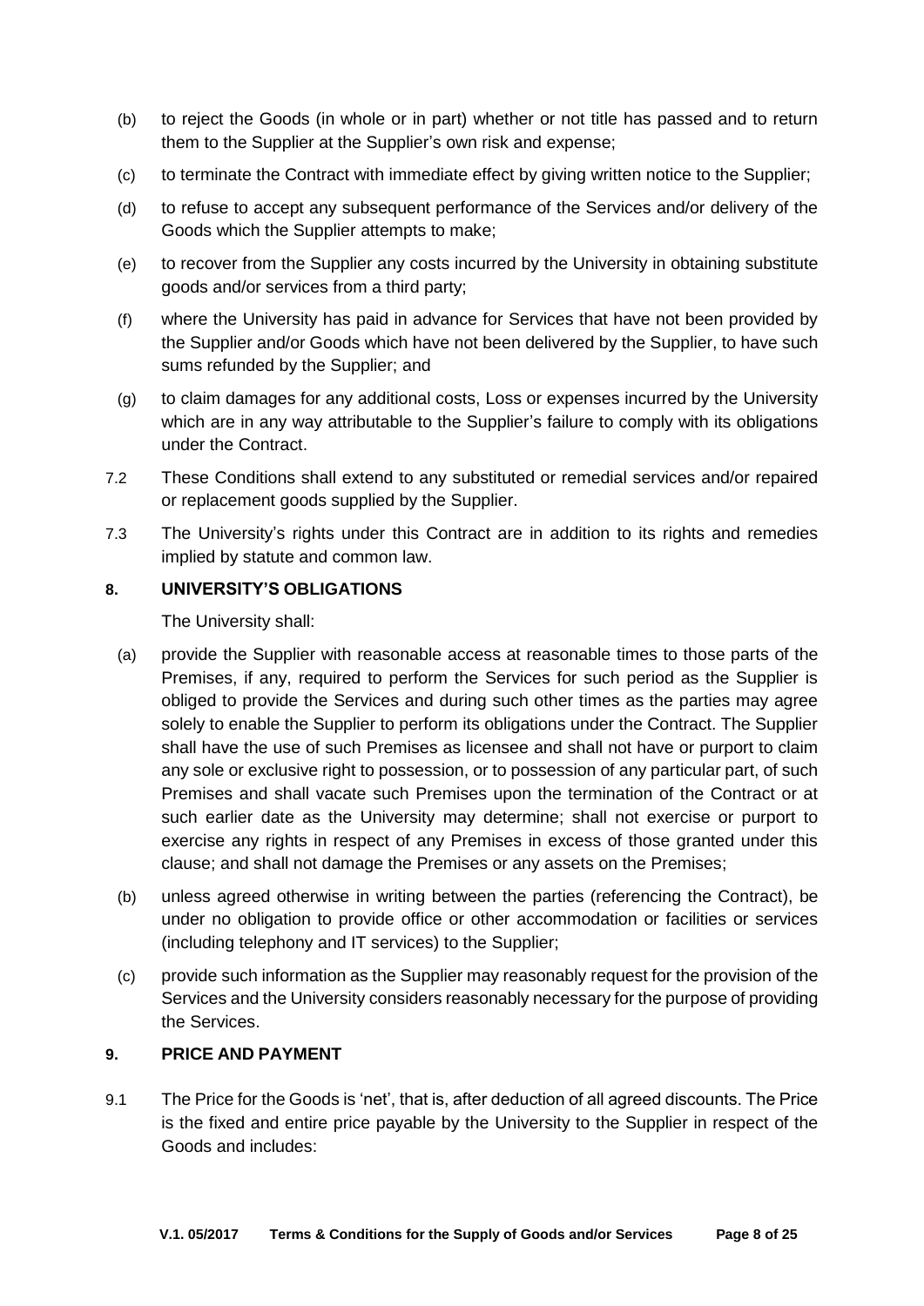(b) to reject the Goods (in whole or in part) whether or not title has passed and to return them to the Supplier at the Supplier's own risk and expense;

(c) to terminate the Contract with immediate effect by giving written notice to the Supplier;

(d) to refuse to accept any subsequent performance of the Services and/or delivery of the Goods which the Supplier attempts to make;

(e) to recover from the Supplier any costs incurred by the University in obtaining substitute goods and/or services from a third party;

(f) where the University has paid in advance for Services that have not been provided by the Supplier and/or Goods which have not been delivered by the Supplier, to have such sums refunded by the Supplier; and

(g) to claim damages for any additional costs, Loss or expenses incurred by the University which are in any way attributable to the Supplier's failure to comply with its obligations under the Contract.

7.2 These Conditions shall extend to any substituted or remedial services and/or repaired or replacement goods supplied by the Supplier.

7.3 The University's rights under this Contract are in addition to its rights and remedies implied by statute and common law.

## 8. UNIVERSITY'S OBLIGATIONS

The University shall:

(a) provide the Supplier with reasonable access at reasonable times to those parts of the Premises, if any, required to perform the Services for such period as the Supplier is obliged to provide the Services and during such other times as the parties may agree solely to enable the Supplier to perform its obligations under the Contract. The Supplier shall have the use of such Premises as licensee and shall not have or purport to claim any sole or exclusive right to possession, or to possession of any particular part, of such Premises and shall vacate such Premises upon the termination of the Contract or at such earlier date as the University may determine; shall not exercise or purport to exercise any rights in respect of any Premises in excess of those granted under this clause; and shall not damage the Premises or any assets on the Premises;

(b) unless agreed otherwise in writing between the parties (referencing the Contract), be under no obligation to provide office or other accommodation or facilities or services (including telephony and IT services) to the Supplier;

(c) provide such information as the Supplier may reasonably request for the provision of the Services and the University considers reasonably necessary for the purpose of providing the Services.

## 9. PRICE AND PAYMENT

9.1 The Price for the Goods is 'net', that is, after deduction of all agreed discounts. The Price is the fixed and entire price payable by the University to the Supplier in respect of the Goods and includes: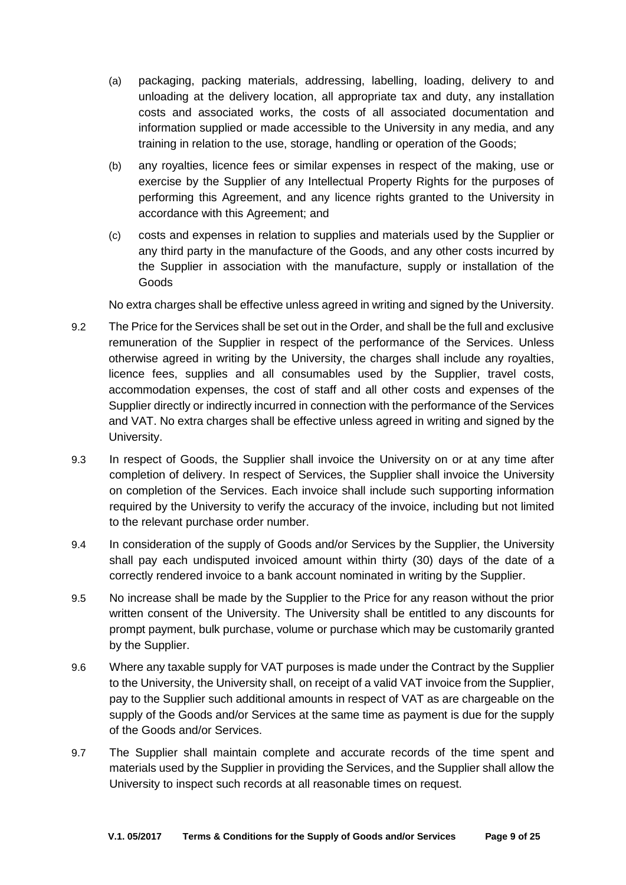(a) packaging, packing materials, addressing, labelling, loading, delivery to and unloading at the delivery location, all appropriate tax and duty, any installation costs and associated works, the costs of all associated documentation and information supplied or made accessible to the University in any media, and any training in relation to the use, storage, handling or operation of the Goods;

(b) any royalties, licence fees or similar expenses in respect of the making, use or exercise by the Supplier of any Intellectual Property Rights for the purposes of performing this Agreement, and any licence rights granted to the University in accordance with this Agreement; and

(c) costs and expenses in relation to supplies and materials used by the Supplier or any third party in the manufacture of the Goods, and any other costs incurred by the Supplier in association with the manufacture, supply or installation of the Goods

No extra charges shall be effective unless agreed in writing and signed by the University.

9.2 The Price for the Services shall be set out in the Order, and shall be the full and exclusive remuneration of the Supplier in respect of the performance of the Services. Unless otherwise agreed in writing by the University, the charges shall include any royalties, licence fees, supplies and all consumables used by the Supplier, travel costs, accommodation expenses, the cost of staff and all other costs and expenses of the Supplier directly or indirectly incurred in connection with the performance of the Services and VAT. No extra charges shall be effective unless agreed in writing and signed by the University.

9.3 In respect of Goods, the Supplier shall invoice the University on or at any time after completion of delivery. In respect of Services, the Supplier shall invoice the University on completion of the Services. Each invoice shall include such supporting information required by the University to verify the accuracy of the invoice, including but not limited to the relevant purchase order number.

9.4 In consideration of the supply of Goods and/or Services by the Supplier, the University shall pay each undisputed invoiced amount within thirty (30) days of the date of a correctly rendered invoice to a bank account nominated in writing by the Supplier.

9.5 No increase shall be made by the Supplier to the Price for any reason without the prior written consent of the University. The University shall be entitled to any discounts for prompt payment, bulk purchase, volume or purchase which may be customarily granted by the Supplier.

9.6 Where any taxable supply for VAT purposes is made under the Contract by the Supplier to the University, the University shall, on receipt of a valid VAT invoice from the Supplier, pay to the Supplier such additional amounts in respect of VAT as are chargeable on the supply of the Goods and/or Services at the same time as payment is due for the supply of the Goods and/or Services.

9.7 The Supplier shall maintain complete and accurate records of the time spent and materials used by the Supplier in providing the Services, and the Supplier shall allow the University to inspect such records at all reasonable times on request.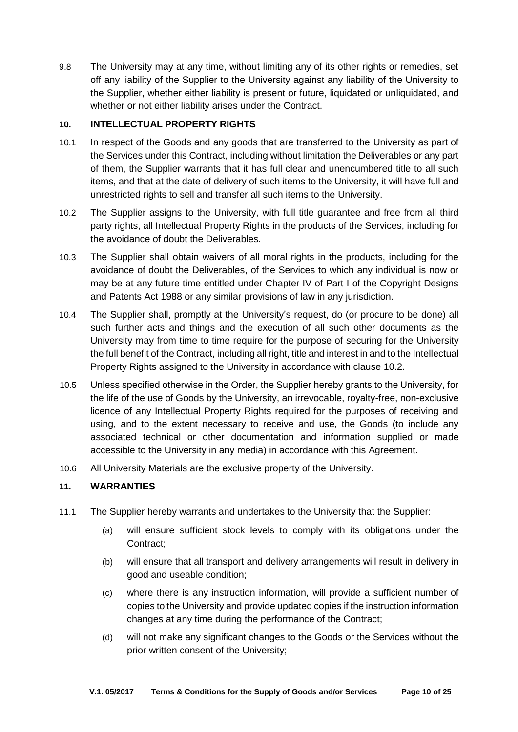9.8 The University may at any time, without limiting any of its other rights or remedies, set off any liability of the Supplier to the University against any liability of the University to the Supplier, whether either liability is present or future, liquidated or unliquidated, and whether or not either liability arises under the Contract.

## 10. INTELLECTUAL PROPERTY RIGHTS

10.1 In respect of the Goods and any goods that are transferred to the University as part of the Services under this Contract, including without limitation the Deliverables or any part of them, the Supplier warrants that it has full clear and unencumbered title to all such items, and that at the date of delivery of such items to the University, it will have full and unrestricted rights to sell and transfer all such items to the University.

10.2 The Supplier assigns to the University, with full title guarantee and free from all third party rights, all Intellectual Property Rights in the products of the Services, including for the avoidance of doubt the Deliverables.

10.3 The Supplier shall obtain waivers of all moral rights in the products, including for the avoidance of doubt the Deliverables, of the Services to which any individual is now or may be at any future time entitled under Chapter IV of Part I of the Copyright Designs and Patents Act 1988 or any similar provisions of law in any jurisdiction.

10.4 The Supplier shall, promptly at the University's request, do (or procure to be done) all such further acts and things and the execution of all such other documents as the University may from time to time require for the purpose of securing for the University the full benefit of the Contract, including all right, title and interest in and to the Intellectual Property Rights assigned to the University in accordance with clause 10.2.

10.5 Unless specified otherwise in the Order, the Supplier hereby grants to the University, for the life of the use of Goods by the University, an irrevocable, royalty-free, non-exclusive licence of any Intellectual Property Rights required for the purposes of receiving and using, and to the extent necessary to receive and use, the Goods (to include any associated technical or other documentation and information supplied or made accessible to the University in any media) in accordance with this Agreement.

10.6 All University Materials are the exclusive property of the University.

## 11. WARRANTIES

11.1 The Supplier hereby warrants and undertakes to the University that the Supplier:

(a) will ensure sufficient stock levels to comply with its obligations under the Contract;

(b) will ensure that all transport and delivery arrangements will result in delivery in good and useable condition;

(c) where there is any instruction information, will provide a sufficient number of copies to the University and provide updated copies if the instruction information changes at any time during the performance of the Contract;

(d) will not make any significant changes to the Goods or the Services without the prior written consent of the University;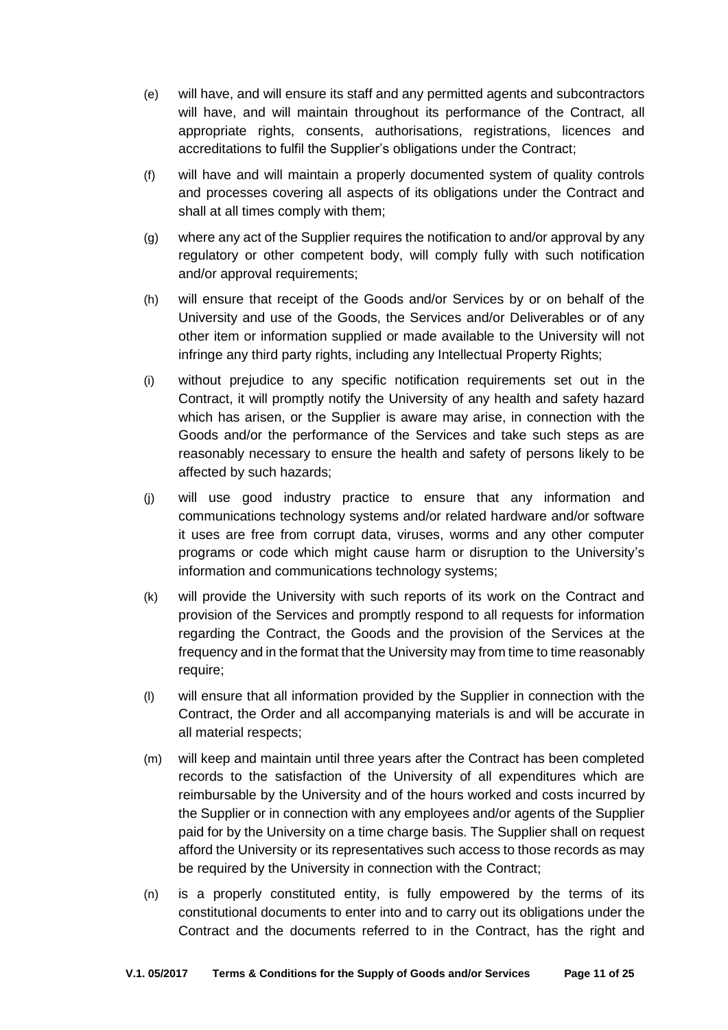(e) will have, and will ensure its staff and any permitted agents and subcontractors will have, and will maintain throughout its performance of the Contract, all appropriate rights, consents, authorisations, registrations, licences and accreditations to fulfil the Supplier's obligations under the Contract;

(f) will have and will maintain a properly documented system of quality controls and processes covering all aspects of its obligations under the Contract and shall at all times comply with them;

(g) where any act of the Supplier requires the notification to and/or approval by any regulatory or other competent body, will comply fully with such notification and/or approval requirements;

(h) will ensure that receipt of the Goods and/or Services by or on behalf of the University and use of the Goods, the Services and/or Deliverables or of any other item or information supplied or made available to the University will not infringe any third party rights, including any Intellectual Property Rights;

(i) without prejudice to any specific notification requirements set out in the Contract, it will promptly notify the University of any health and safety hazard which has arisen, or the Supplier is aware may arise, in connection with the Goods and/or the performance of the Services and take such steps as are reasonably necessary to ensure the health and safety of persons likely to be affected by such hazards;

(j) will use good industry practice to ensure that any information and communications technology systems and/or related hardware and/or software it uses are free from corrupt data, viruses, worms and any other computer programs or code which might cause harm or disruption to the University's information and communications technology systems;

(k) will provide the University with such reports of its work on the Contract and provision of the Services and promptly respond to all requests for information regarding the Contract, the Goods and the provision of the Services at the frequency and in the format that the University may from time to time reasonably require;

(l) will ensure that all information provided by the Supplier in connection with the Contract, the Order and all accompanying materials is and will be accurate in all material respects;

(m) will keep and maintain until three years after the Contract has been completed records to the satisfaction of the University of all expenditures which are reimbursable by the University and of the hours worked and costs incurred by the Supplier or in connection with any employees and/or agents of the Supplier paid for by the University on a time charge basis. The Supplier shall on request afford the University or its representatives such access to those records as may be required by the University in connection with the Contract;

(n) is a properly constituted entity, is fully empowered by the terms of its constitutional documents to enter into and to carry out its obligations under the Contract and the documents referred to in the Contract, has the right and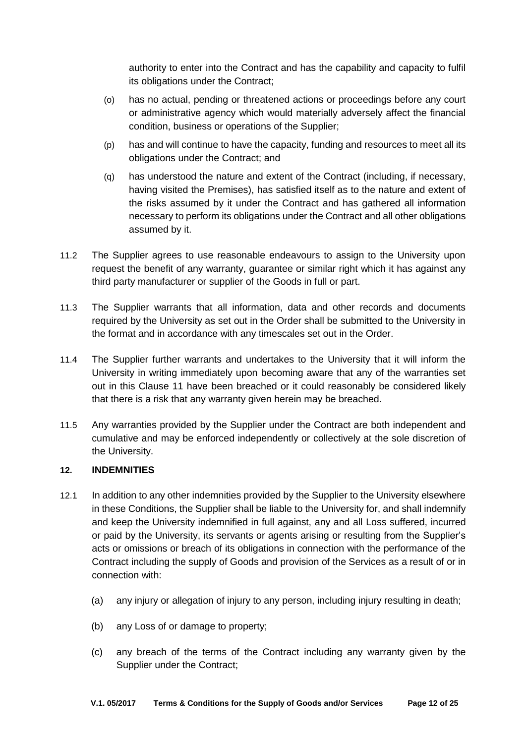authority to enter into the Contract and has the capability and capacity to fulfil its obligations under the Contract;

(o) has no actual, pending or threatened actions or proceedings before any court or administrative agency which would materially adversely affect the financial condition, business or operations of the Supplier;

(p) has and will continue to have the capacity, funding and resources to meet all its obligations under the Contract; and

(q) has understood the nature and extent of the Contract (including, if necessary, having visited the Premises), has satisfied itself as to the nature and extent of the risks assumed by it under the Contract and has gathered all information necessary to perform its obligations under the Contract and all other obligations assumed by it.

11.2 The Supplier agrees to use reasonable endeavours to assign to the University upon request the benefit of any warranty, guarantee or similar right which it has against any third party manufacturer or supplier of the Goods in full or part.

11.3 The Supplier warrants that all information, data and other records and documents required by the University as set out in the Order shall be submitted to the University in the format and in accordance with any timescales set out in the Order.

11.4 The Supplier further warrants and undertakes to the University that it will inform the University in writing immediately upon becoming aware that any of the warranties set out in this Clause 11 have been breached or it could reasonably be considered likely that there is a risk that any warranty given herein may be breached.

11.5 Any warranties provided by the Supplier under the Contract are both independent and cumulative and may be enforced independently or collectively at the sole discretion of the University.

## 12. INDEMNITIES

12.1 In addition to any other indemnities provided by the Supplier to the University elsewhere in these Conditions, the Supplier shall be liable to the University for, and shall indemnify and keep the University indemnified in full against, any and all Loss suffered, incurred or paid by the University, its servants or agents arising or resulting from the Supplier's acts or omissions or breach of its obligations in connection with the performance of the Contract including the supply of Goods and provision of the Services as a result of or in connection with:

(a) any injury or allegation of injury to any person, including injury resulting in death;

(b) any Loss of or damage to property;

(c) any breach of the terms of the Contract including any warranty given by the Supplier under the Contract;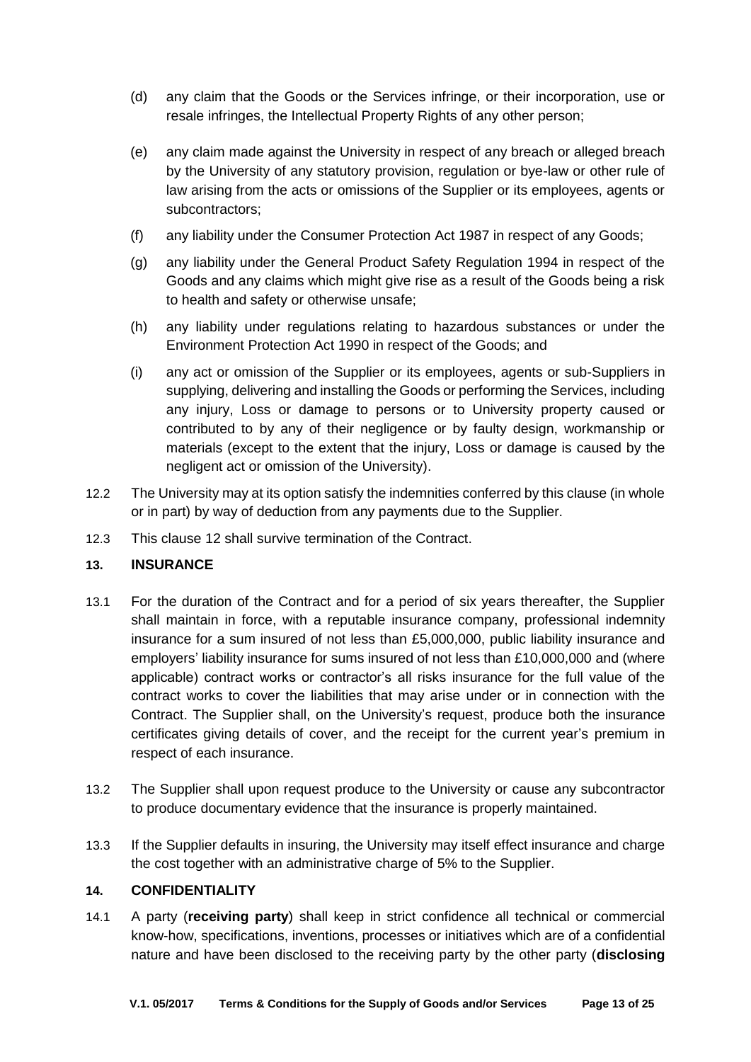(d) any claim that the Goods or the Services infringe, or their incorporation, use or resale infringes, the Intellectual Property Rights of any other person;

(e) any claim made against the University in respect of any breach or alleged breach by the University of any statutory provision, regulation or bye-law or other rule of law arising from the acts or omissions of the Supplier or its employees, agents or subcontractors;

(f) any liability under the Consumer Protection Act 1987 in respect of any Goods;

(g) any liability under the General Product Safety Regulation 1994 in respect of the Goods and any claims which might give rise as a result of the Goods being a risk to health and safety or otherwise unsafe;

(h) any liability under regulations relating to hazardous substances or under the Environment Protection Act 1990 in respect of the Goods; and

(i) any act or omission of the Supplier or its employees, agents or sub-Suppliers in supplying, delivering and installing the Goods or performing the Services, including any injury, Loss or damage to persons or to University property caused or contributed to by any of their negligence or by faulty design, workmanship or materials (except to the extent that the injury, Loss or damage is caused by the negligent act or omission of the University).

12.2 The University may at its option satisfy the indemnities conferred by this clause (in whole or in part) by way of deduction from any payments due to the Supplier.

12.3 This clause 12 shall survive termination of the Contract.

## 13. INSURANCE

13.1 For the duration of the Contract and for a period of six years thereafter, the Supplier shall maintain in force, with a reputable insurance company, professional indemnity insurance for a sum insured of not less than £5,000,000, public liability insurance and employers' liability insurance for sums insured of not less than £10,000,000 and (where applicable) contract works or contractor's all risks insurance for the full value of the contract works to cover the liabilities that may arise under or in connection with the Contract. The Supplier shall, on the University's request, produce both the insurance certificates giving details of cover, and the receipt for the current year's premium in respect of each insurance.

13.2 The Supplier shall upon request produce to the University or cause any subcontractor to produce documentary evidence that the insurance is properly maintained.

13.3 If the Supplier defaults in insuring, the University may itself effect insurance and charge the cost together with an administrative charge of 5% to the Supplier.

## 14. CONFIDENTIALITY

14.1 A party (**receiving party**) shall keep in strict confidence all technical or commercial know-how, specifications, inventions, processes or initiatives which are of a confidential nature and have been disclosed to the receiving party by the other party (**disclosing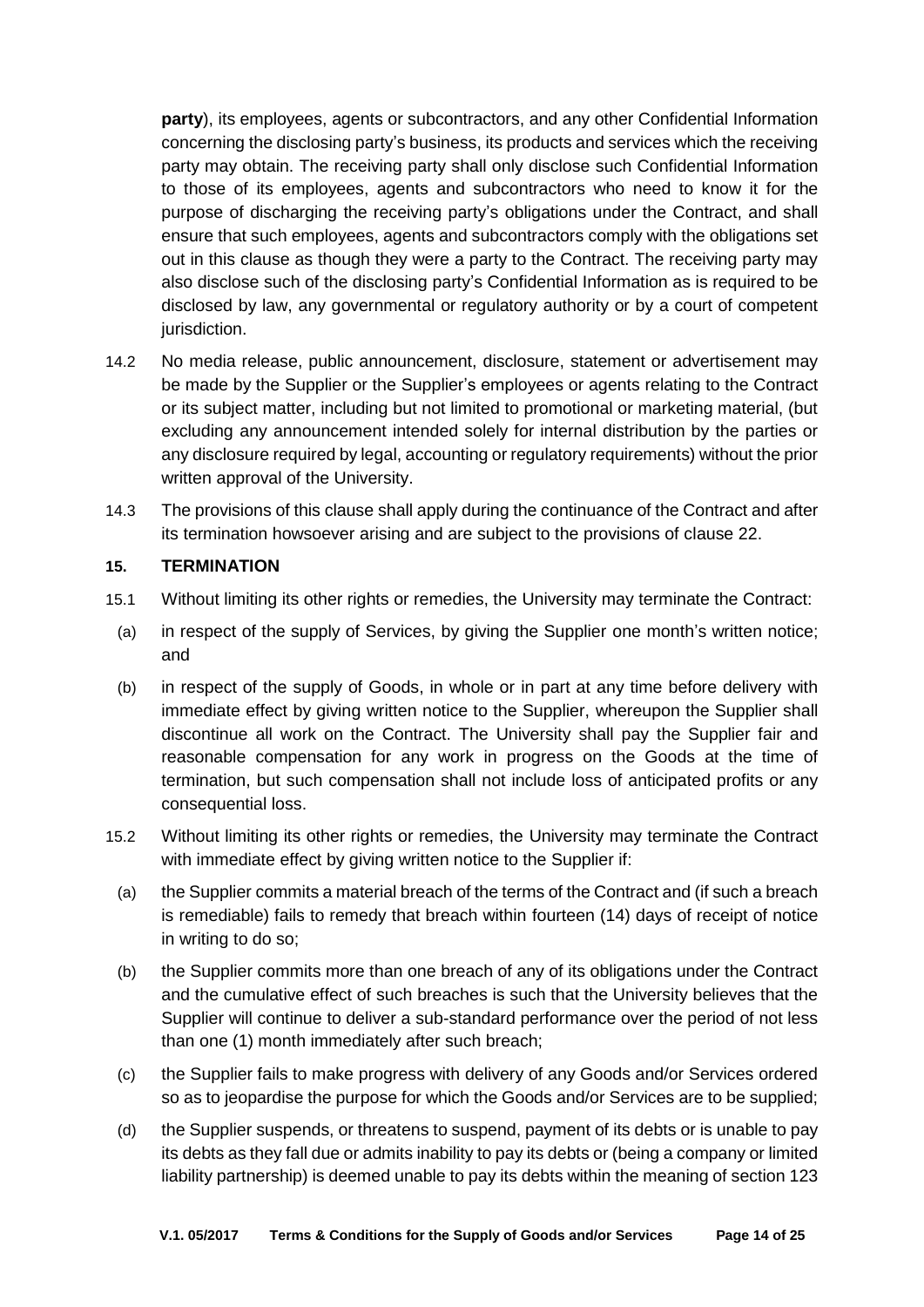**party**), its employees, agents or subcontractors, and any other Confidential Information concerning the disclosing party's business, its products and services which the receiving party may obtain. The receiving party shall only disclose such Confidential Information to those of its employees, agents and subcontractors who need to know it for the purpose of discharging the receiving party's obligations under the Contract, and shall ensure that such employees, agents and subcontractors comply with the obligations set out in this clause as though they were a party to the Contract. The receiving party may also disclose such of the disclosing party's Confidential Information as is required to be disclosed by law, any governmental or regulatory authority or by a court of competent jurisdiction.

14.2 No media release, public announcement, disclosure, statement or advertisement may be made by the Supplier or the Supplier's employees or agents relating to the Contract or its subject matter, including but not limited to promotional or marketing material, (but excluding any announcement intended solely for internal distribution by the parties or any disclosure required by legal, accounting or regulatory requirements) without the prior written approval of the University.

14.3 The provisions of this clause shall apply during the continuance of the Contract and after its termination howsoever arising and are subject to the provisions of clause 22.

### 15. TERMINATION

15.1 Without limiting its other rights or remedies, the University may terminate the Contract:

(a) in respect of the supply of Services, by giving the Supplier one month's written notice; and

(b) in respect of the supply of Goods, in whole or in part at any time before delivery with immediate effect by giving written notice to the Supplier, whereupon the Supplier shall discontinue all work on the Contract. The University shall pay the Supplier fair and reasonable compensation for any work in progress on the Goods at the time of termination, but such compensation shall not include loss of anticipated profits or any consequential loss.

15.2 Without limiting its other rights or remedies, the University may terminate the Contract with immediate effect by giving written notice to the Supplier if:

(a) the Supplier commits a material breach of the terms of the Contract and (if such a breach is remediable) fails to remedy that breach within fourteen (14) days of receipt of notice in writing to do so;

(b) the Supplier commits more than one breach of any of its obligations under the Contract and the cumulative effect of such breaches is such that the University believes that the Supplier will continue to deliver a sub-standard performance over the period of not less than one (1) month immediately after such breach;

(c) the Supplier fails to make progress with delivery of any Goods and/or Services ordered so as to jeopardise the purpose for which the Goods and/or Services are to be supplied;

(d) the Supplier suspends, or threatens to suspend, payment of its debts or is unable to pay its debts as they fall due or admits inability to pay its debts or (being a company or limited liability partnership) is deemed unable to pay its debts within the meaning of section 123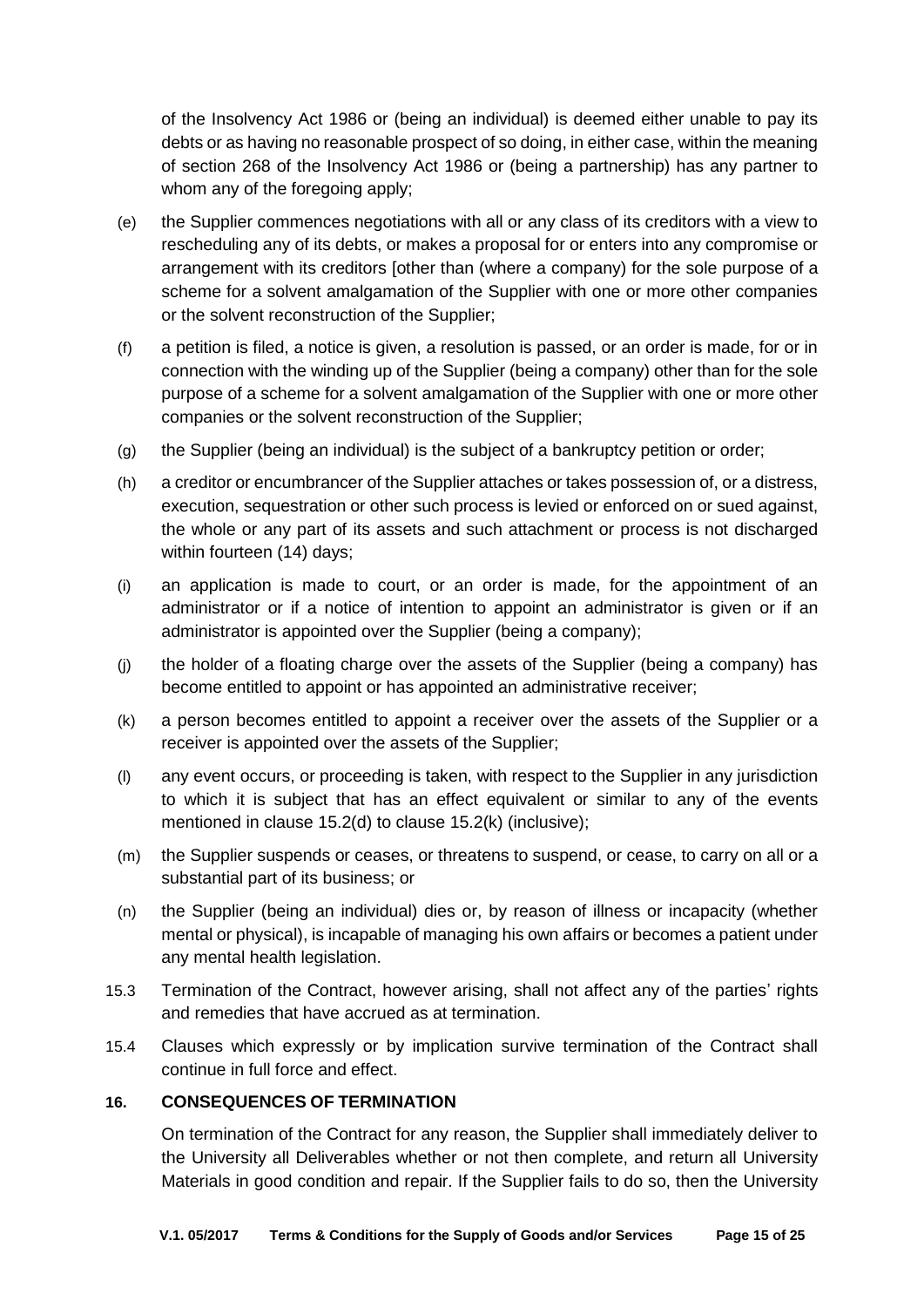of the Insolvency Act 1986 or (being an individual) is deemed either unable to pay its debts or as having no reasonable prospect of so doing, in either case, within the meaning of section 268 of the Insolvency Act 1986 or (being a partnership) has any partner to whom any of the foregoing apply;

(e) the Supplier commences negotiations with all or any class of its creditors with a view to rescheduling any of its debts, or makes a proposal for or enters into any compromise or arrangement with its creditors [other than (where a company) for the sole purpose of a scheme for a solvent amalgamation of the Supplier with one or more other companies or the solvent reconstruction of the Supplier;

(f) a petition is filed, a notice is given, a resolution is passed, or an order is made, for or in connection with the winding up of the Supplier (being a company) other than for the sole purpose of a scheme for a solvent amalgamation of the Supplier with one or more other companies or the solvent reconstruction of the Supplier;

(g) the Supplier (being an individual) is the subject of a bankruptcy petition or order;

(h) a creditor or encumbrancer of the Supplier attaches or takes possession of, or a distress, execution, sequestration or other such process is levied or enforced on or sued against, the whole or any part of its assets and such attachment or process is not discharged within fourteen (14) days;

(i) an application is made to court, or an order is made, for the appointment of an administrator or if a notice of intention to appoint an administrator is given or if an administrator is appointed over the Supplier (being a company);

(j) the holder of a floating charge over the assets of the Supplier (being a company) has become entitled to appoint or has appointed an administrative receiver;

(k) a person becomes entitled to appoint a receiver over the assets of the Supplier or a receiver is appointed over the assets of the Supplier;

(l) any event occurs, or proceeding is taken, with respect to the Supplier in any jurisdiction to which it is subject that has an effect equivalent or similar to any of the events mentioned in clause 15.2(d) to clause 15.2(k) (inclusive);

(m) the Supplier suspends or ceases, or threatens to suspend, or cease, to carry on all or a substantial part of its business; or

(n) the Supplier (being an individual) dies or, by reason of illness or incapacity (whether mental or physical), is incapable of managing his own affairs or becomes a patient under any mental health legislation.

15.3 Termination of the Contract, however arising, shall not affect any of the parties' rights and remedies that have accrued as at termination.

15.4 Clauses which expressly or by implication survive termination of the Contract shall continue in full force and effect.

**16. CONSEQUENCES OF TERMINATION**

On termination of the Contract for any reason, the Supplier shall immediately deliver to the University all Deliverables whether or not then complete, and return all University Materials in good condition and repair. If the Supplier fails to do so, then the University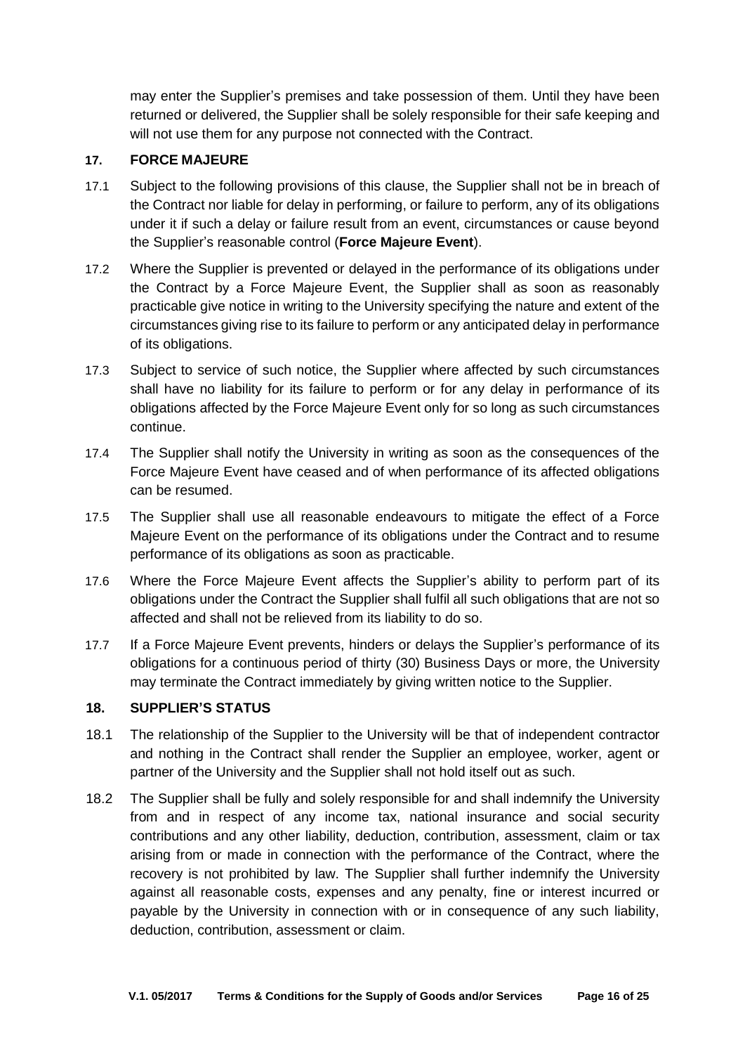may enter the Supplier's premises and take possession of them. Until they have been returned or delivered, the Supplier shall be solely responsible for their safe keeping and will not use them for any purpose not connected with the Contract.

## 17. FORCE MAJEURE

17.1 Subject to the following provisions of this clause, the Supplier shall not be in breach of the Contract nor liable for delay in performing, or failure to perform, any of its obligations under it if such a delay or failure result from an event, circumstances or cause beyond the Supplier's reasonable control (**Force Majeure Event**).

17.2 Where the Supplier is prevented or delayed in the performance of its obligations under the Contract by a Force Majeure Event, the Supplier shall as soon as reasonably practicable give notice in writing to the University specifying the nature and extent of the circumstances giving rise to its failure to perform or any anticipated delay in performance of its obligations.

17.3 Subject to service of such notice, the Supplier where affected by such circumstances shall have no liability for its failure to perform or for any delay in performance of its obligations affected by the Force Majeure Event only for so long as such circumstances continue.

17.4 The Supplier shall notify the University in writing as soon as the consequences of the Force Majeure Event have ceased and of when performance of its affected obligations can be resumed.

17.5 The Supplier shall use all reasonable endeavours to mitigate the effect of a Force Majeure Event on the performance of its obligations under the Contract and to resume performance of its obligations as soon as practicable.

17.6 Where the Force Majeure Event affects the Supplier's ability to perform part of its obligations under the Contract the Supplier shall fulfil all such obligations that are not so affected and shall not be relieved from its liability to do so.

17.7 If a Force Majeure Event prevents, hinders or delays the Supplier's performance of its obligations for a continuous period of thirty (30) Business Days or more, the University may terminate the Contract immediately by giving written notice to the Supplier.

## 18. SUPPLIER'S STATUS

18.1 The relationship of the Supplier to the University will be that of independent contractor and nothing in the Contract shall render the Supplier an employee, worker, agent or partner of the University and the Supplier shall not hold itself out as such.

18.2 The Supplier shall be fully and solely responsible for and shall indemnify the University from and in respect of any income tax, national insurance and social security contributions and any other liability, deduction, contribution, assessment, claim or tax arising from or made in connection with the performance of the Contract, where the recovery is not prohibited by law. The Supplier shall further indemnify the University against all reasonable costs, expenses and any penalty, fine or interest incurred or payable by the University in connection with or in consequence of any such liability, deduction, contribution, assessment or claim.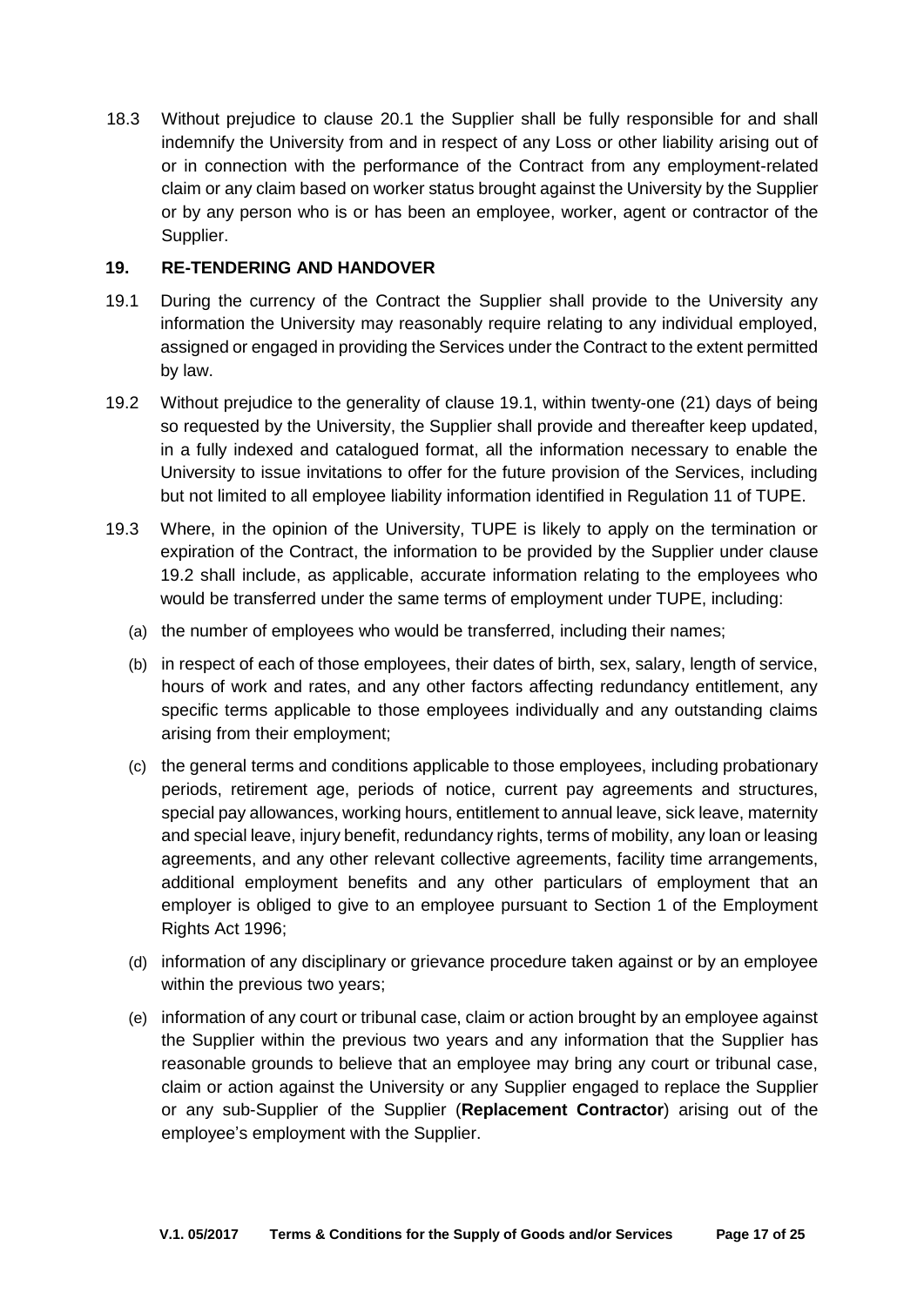18.3 Without prejudice to clause 20.1 the Supplier shall be fully responsible for and shall indemnify the University from and in respect of any Loss or other liability arising out of or in connection with the performance of the Contract from any employment-related claim or any claim based on worker status brought against the University by the Supplier or by any person who is or has been an employee, worker, agent or contractor of the Supplier.

## 19. RE-TENDERING AND HANDOVER

19.1 During the currency of the Contract the Supplier shall provide to the University any information the University may reasonably require relating to any individual employed, assigned or engaged in providing the Services under the Contract to the extent permitted by law.

19.2 Without prejudice to the generality of clause 19.1, within twenty-one (21) days of being so requested by the University, the Supplier shall provide and thereafter keep updated, in a fully indexed and catalogued format, all the information necessary to enable the University to issue invitations to offer for the future provision of the Services, including but not limited to all employee liability information identified in Regulation 11 of TUPE.

19.3 Where, in the opinion of the University, TUPE is likely to apply on the termination or expiration of the Contract, the information to be provided by the Supplier under clause 19.2 shall include, as applicable, accurate information relating to the employees who would be transferred under the same terms of employment under TUPE, including:

(a) the number of employees who would be transferred, including their names;

(b) in respect of each of those employees, their dates of birth, sex, salary, length of service, hours of work and rates, and any other factors affecting redundancy entitlement, any specific terms applicable to those employees individually and any outstanding claims arising from their employment;

(c) the general terms and conditions applicable to those employees, including probationary periods, retirement age, periods of notice, current pay agreements and structures, special pay allowances, working hours, entitlement to annual leave, sick leave, maternity and special leave, injury benefit, redundancy rights, terms of mobility, any loan or leasing agreements, and any other relevant collective agreements, facility time arrangements, additional employment benefits and any other particulars of employment that an employer is obliged to give to an employee pursuant to Section 1 of the Employment Rights Act 1996;

(d) information of any disciplinary or grievance procedure taken against or by an employee within the previous two years;

(e) information of any court or tribunal case, claim or action brought by an employee against the Supplier within the previous two years and any information that the Supplier has reasonable grounds to believe that an employee may bring any court or tribunal case, claim or action against the University or any Supplier engaged to replace the Supplier or any sub-Supplier of the Supplier (**Replacement Contractor**) arising out of the employee's employment with the Supplier.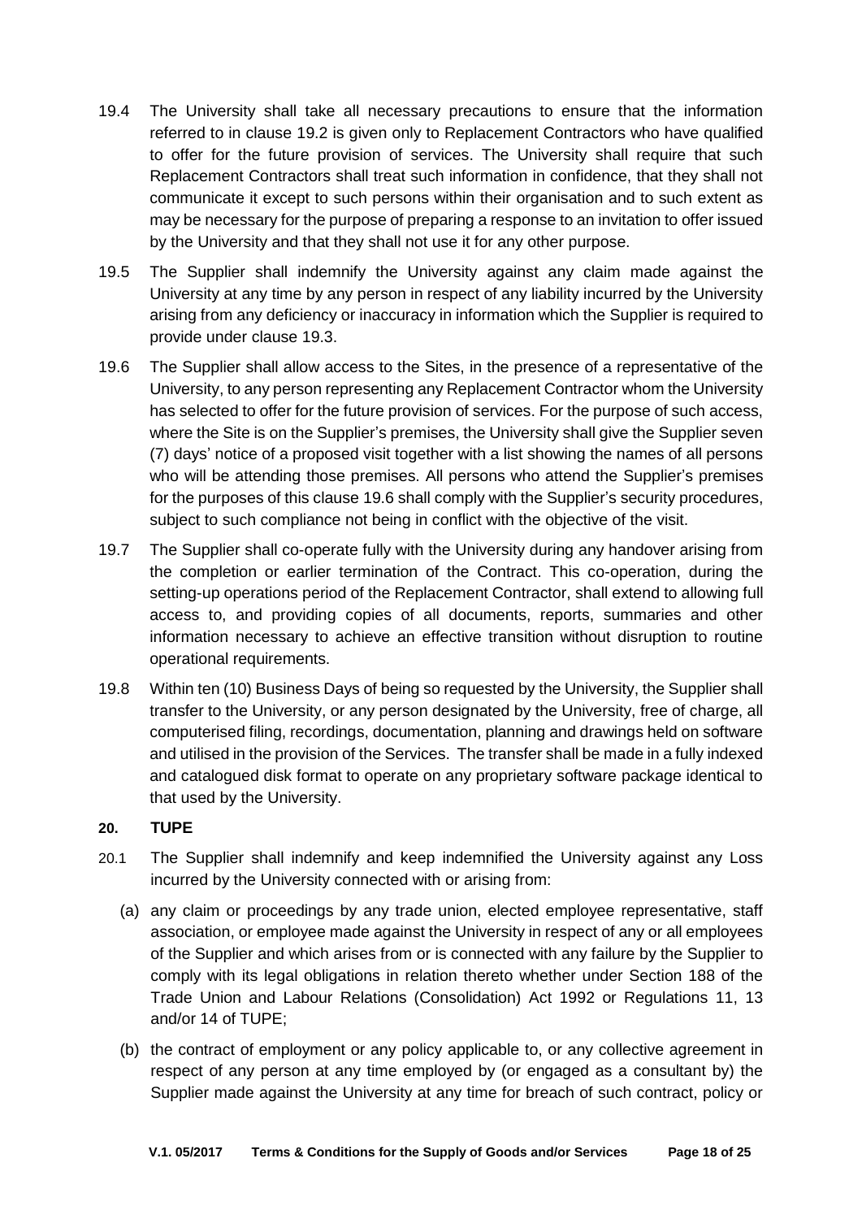19.4 The University shall take all necessary precautions to ensure that the information referred to in clause 19.2 is given only to Replacement Contractors who have qualified to offer for the future provision of services. The University shall require that such Replacement Contractors shall treat such information in confidence, that they shall not communicate it except to such persons within their organisation and to such extent as may be necessary for the purpose of preparing a response to an invitation to offer issued by the University and that they shall not use it for any other purpose.

19.5 The Supplier shall indemnify the University against any claim made against the University at any time by any person in respect of any liability incurred by the University arising from any deficiency or inaccuracy in information which the Supplier is required to provide under clause 19.3.

19.6 The Supplier shall allow access to the Sites, in the presence of a representative of the University, to any person representing any Replacement Contractor whom the University has selected to offer for the future provision of services. For the purpose of such access, where the Site is on the Supplier's premises, the University shall give the Supplier seven (7) days' notice of a proposed visit together with a list showing the names of all persons who will be attending those premises. All persons who attend the Supplier's premises for the purposes of this clause 19.6 shall comply with the Supplier's security procedures, subject to such compliance not being in conflict with the objective of the visit.

19.7 The Supplier shall co-operate fully with the University during any handover arising from the completion or earlier termination of the Contract. This co-operation, during the setting-up operations period of the Replacement Contractor, shall extend to allowing full access to, and providing copies of all documents, reports, summaries and other information necessary to achieve an effective transition without disruption to routine operational requirements.

19.8 Within ten (10) Business Days of being so requested by the University, the Supplier shall transfer to the University, or any person designated by the University, free of charge, all computerised filing, recordings, documentation, planning and drawings held on software and utilised in the provision of the Services. The transfer shall be made in a fully indexed and catalogued disk format to operate on any proprietary software package identical to that used by the University.

## 20. TUPE

20.1 The Supplier shall indemnify and keep indemnified the University against any Loss incurred by the University connected with or arising from:

(a) any claim or proceedings by any trade union, elected employee representative, staff association, or employee made against the University in respect of any or all employees of the Supplier and which arises from or is connected with any failure by the Supplier to comply with its legal obligations in relation thereto whether under Section 188 of the Trade Union and Labour Relations (Consolidation) Act 1992 or Regulations 11, 13 and/or 14 of TUPE;

(b) the contract of employment or any policy applicable to, or any collective agreement in respect of any person at any time employed by (or engaged as a consultant by) the Supplier made against the University at any time for breach of such contract, policy or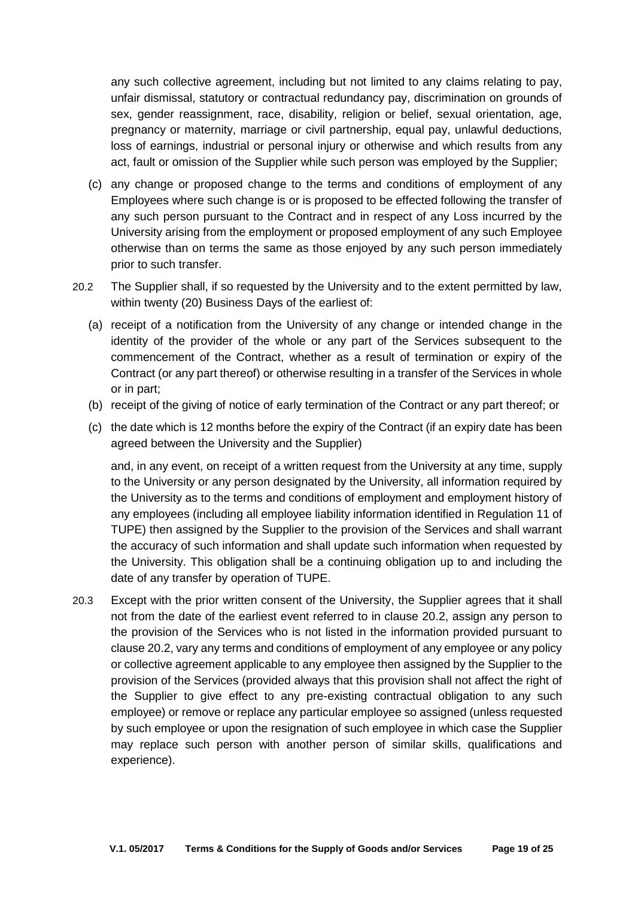any such collective agreement, including but not limited to any claims relating to pay, unfair dismissal, statutory or contractual redundancy pay, discrimination on grounds of sex, gender reassignment, race, disability, religion or belief, sexual orientation, age, pregnancy or maternity, marriage or civil partnership, equal pay, unlawful deductions, loss of earnings, industrial or personal injury or otherwise and which results from any act, fault or omission of the Supplier while such person was employed by the Supplier;

(c) any change or proposed change to the terms and conditions of employment of any Employees where such change is or is proposed to be effected following the transfer of any such person pursuant to the Contract and in respect of any Loss incurred by the University arising from the employment or proposed employment of any such Employee otherwise than on terms the same as those enjoyed by any such person immediately prior to such transfer.

20.2 The Supplier shall, if so requested by the University and to the extent permitted by law, within twenty (20) Business Days of the earliest of:

(a) receipt of a notification from the University of any change or intended change in the identity of the provider of the whole or any part of the Services subsequent to the commencement of the Contract, whether as a result of termination or expiry of the Contract (or any part thereof) or otherwise resulting in a transfer of the Services in whole or in part;

(b) receipt of the giving of notice of early termination of the Contract or any part thereof; or

(c) the date which is 12 months before the expiry of the Contract (if an expiry date has been agreed between the University and the Supplier)

and, in any event, on receipt of a written request from the University at any time, supply to the University or any person designated by the University, all information required by the University as to the terms and conditions of employment and employment history of any employees (including all employee liability information identified in Regulation 11 of TUPE) then assigned by the Supplier to the provision of the Services and shall warrant the accuracy of such information and shall update such information when requested by the University. This obligation shall be a continuing obligation up to and including the date of any transfer by operation of TUPE.

20.3 Except with the prior written consent of the University, the Supplier agrees that it shall not from the date of the earliest event referred to in clause 20.2, assign any person to the provision of the Services who is not listed in the information provided pursuant to clause 20.2, vary any terms and conditions of employment of any employee or any policy or collective agreement applicable to any employee then assigned by the Supplier to the provision of the Services (provided always that this provision shall not affect the right of the Supplier to give effect to any pre-existing contractual obligation to any such employee) or remove or replace any particular employee so assigned (unless requested by such employee or upon the resignation of such employee in which case the Supplier may replace such person with another person of similar skills, qualifications and experience).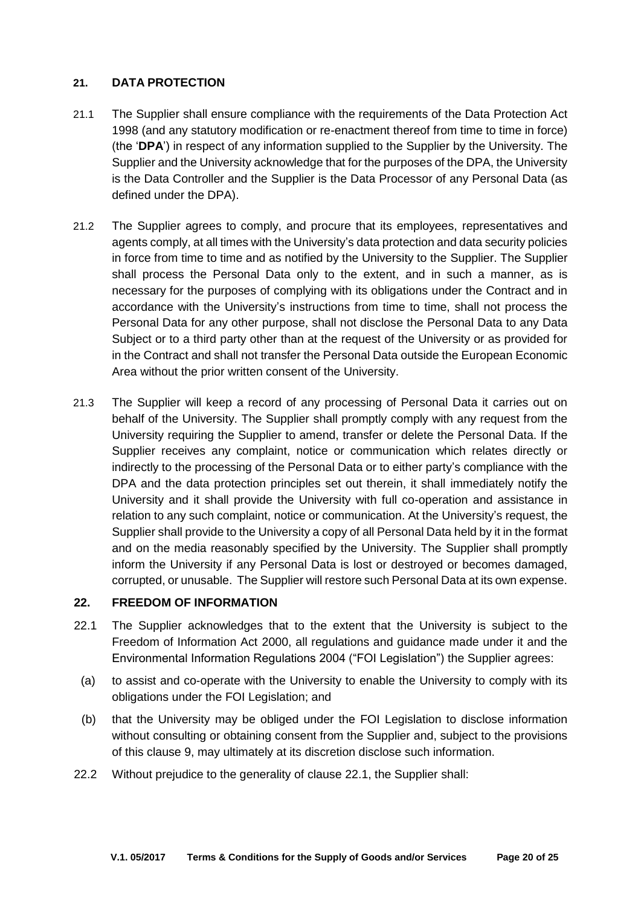## 21. DATA PROTECTION

21.1 The Supplier shall ensure compliance with the requirements of the Data Protection Act 1998 (and any statutory modification or re-enactment thereof from time to time in force) (the '**DPA**') in respect of any information supplied to the Supplier by the University. The Supplier and the University acknowledge that for the purposes of the DPA, the University is the Data Controller and the Supplier is the Data Processor of any Personal Data (as defined under the DPA).

21.2 The Supplier agrees to comply, and procure that its employees, representatives and agents comply, at all times with the University's data protection and data security policies in force from time to time and as notified by the University to the Supplier. The Supplier shall process the Personal Data only to the extent, and in such a manner, as is necessary for the purposes of complying with its obligations under the Contract and in accordance with the University's instructions from time to time, shall not process the Personal Data for any other purpose, shall not disclose the Personal Data to any Data Subject or to a third party other than at the request of the University or as provided for in the Contract and shall not transfer the Personal Data outside the European Economic Area without the prior written consent of the University.

21.3 The Supplier will keep a record of any processing of Personal Data it carries out on behalf of the University. The Supplier shall promptly comply with any request from the University requiring the Supplier to amend, transfer or delete the Personal Data. If the Supplier receives any complaint, notice or communication which relates directly or indirectly to the processing of the Personal Data or to either party's compliance with the DPA and the data protection principles set out therein, it shall immediately notify the University and it shall provide the University with full co-operation and assistance in relation to any such complaint, notice or communication. At the University's request, the Supplier shall provide to the University a copy of all Personal Data held by it in the format and on the media reasonably specified by the University. The Supplier shall promptly inform the University if any Personal Data is lost or destroyed or becomes damaged, corrupted, or unusable. The Supplier will restore such Personal Data at its own expense.

## 22. FREEDOM OF INFORMATION

22.1 The Supplier acknowledges that to the extent that the University is subject to the Freedom of Information Act 2000, all regulations and guidance made under it and the Environmental Information Regulations 2004 ("FOI Legislation") the Supplier agrees:

(a) to assist and co-operate with the University to enable the University to comply with its obligations under the FOI Legislation; and

(b) that the University may be obliged under the FOI Legislation to disclose information without consulting or obtaining consent from the Supplier and, subject to the provisions of this clause 9, may ultimately at its discretion disclose such information.

22.2 Without prejudice to the generality of clause 22.1, the Supplier shall: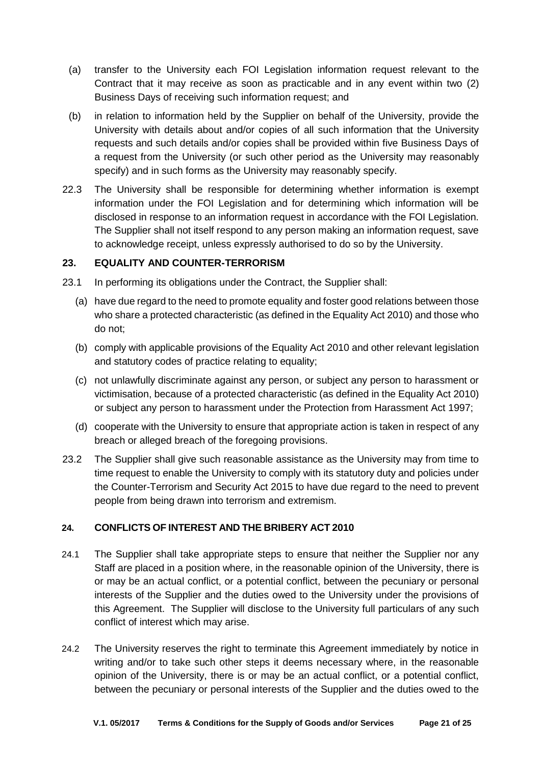(a) transfer to the University each FOI Legislation information request relevant to the Contract that it may receive as soon as practicable and in any event within two (2) Business Days of receiving such information request; and

(b) in relation to information held by the Supplier on behalf of the University, provide the University with details about and/or copies of all such information that the University requests and such details and/or copies shall be provided within five Business Days of a request from the University (or such other period as the University may reasonably specify) and in such forms as the University may reasonably specify.

22.3 The University shall be responsible for determining whether information is exempt information under the FOI Legislation and for determining which information will be disclosed in response to an information request in accordance with the FOI Legislation. The Supplier shall not itself respond to any person making an information request, save to acknowledge receipt, unless expressly authorised to do so by the University.

## 23. EQUALITY AND COUNTER-TERRORISM

23.1 In performing its obligations under the Contract, the Supplier shall:

(a) have due regard to the need to promote equality and foster good relations between those who share a protected characteristic (as defined in the Equality Act 2010) and those who do not;

(b) comply with applicable provisions of the Equality Act 2010 and other relevant legislation and statutory codes of practice relating to equality;

(c) not unlawfully discriminate against any person, or subject any person to harassment or victimisation, because of a protected characteristic (as defined in the Equality Act 2010) or subject any person to harassment under the Protection from Harassment Act 1997;

(d) cooperate with the University to ensure that appropriate action is taken in respect of any breach or alleged breach of the foregoing provisions.

23.2 The Supplier shall give such reasonable assistance as the University may from time to time request to enable the University to comply with its statutory duty and policies under the Counter-Terrorism and Security Act 2015 to have due regard to the need to prevent people from being drawn into terrorism and extremism.

## 24. CONFLICTS OF INTEREST AND THE BRIBERY ACT 2010

24.1 The Supplier shall take appropriate steps to ensure that neither the Supplier nor any Staff are placed in a position where, in the reasonable opinion of the University, there is or may be an actual conflict, or a potential conflict, between the pecuniary or personal interests of the Supplier and the duties owed to the University under the provisions of this Agreement. The Supplier will disclose to the University full particulars of any such conflict of interest which may arise.

24.2 The University reserves the right to terminate this Agreement immediately by notice in writing and/or to take such other steps it deems necessary where, in the reasonable opinion of the University, there is or may be an actual conflict, or a potential conflict, between the pecuniary or personal interests of the Supplier and the duties owed to the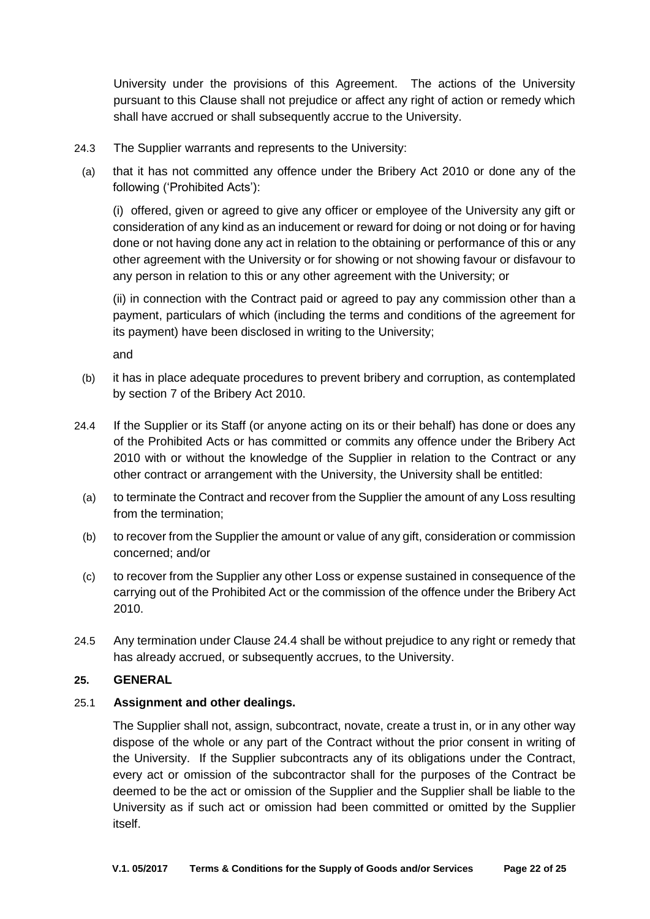University under the provisions of this Agreement. The actions of the University pursuant to this Clause shall not prejudice or affect any right of action or remedy which shall have accrued or shall subsequently accrue to the University.

24.3 The Supplier warrants and represents to the University:

(a) that it has not committed any offence under the Bribery Act 2010 or done any of the following ('Prohibited Acts'):

(i) offered, given or agreed to give any officer or employee of the University any gift or consideration of any kind as an inducement or reward for doing or not doing or for having done or not having done any act in relation to the obtaining or performance of this or any other agreement with the University or for showing or not showing favour or disfavour to any person in relation to this or any other agreement with the University; or

(ii) in connection with the Contract paid or agreed to pay any commission other than a payment, particulars of which (including the terms and conditions of the agreement for its payment) have been disclosed in writing to the University;

and

(b) it has in place adequate procedures to prevent bribery and corruption, as contemplated by section 7 of the Bribery Act 2010.

24.4 If the Supplier or its Staff (or anyone acting on its or their behalf) has done or does any of the Prohibited Acts or has committed or commits any offence under the Bribery Act 2010 with or without the knowledge of the Supplier in relation to the Contract or any other contract or arrangement with the University, the University shall be entitled:

(a) to terminate the Contract and recover from the Supplier the amount of any Loss resulting from the termination;

(b) to recover from the Supplier the amount or value of any gift, consideration or commission concerned; and/or

(c) to recover from the Supplier any other Loss or expense sustained in consequence of the carrying out of the Prohibited Act or the commission of the offence under the Bribery Act 2010.

24.5 Any termination under Clause 24.4 shall be without prejudice to any right or remedy that has already accrued, or subsequently accrues, to the University.

**25. GENERAL**

25.1 **Assignment and other dealings.**

The Supplier shall not, assign, subcontract, novate, create a trust in, or in any other way dispose of the whole or any part of the Contract without the prior consent in writing of the University. If the Supplier subcontracts any of its obligations under the Contract, every act or omission of the subcontractor shall for the purposes of the Contract be deemed to be the act or omission of the Supplier and the Supplier shall be liable to the University as if such act or omission had been committed or omitted by the Supplier itself.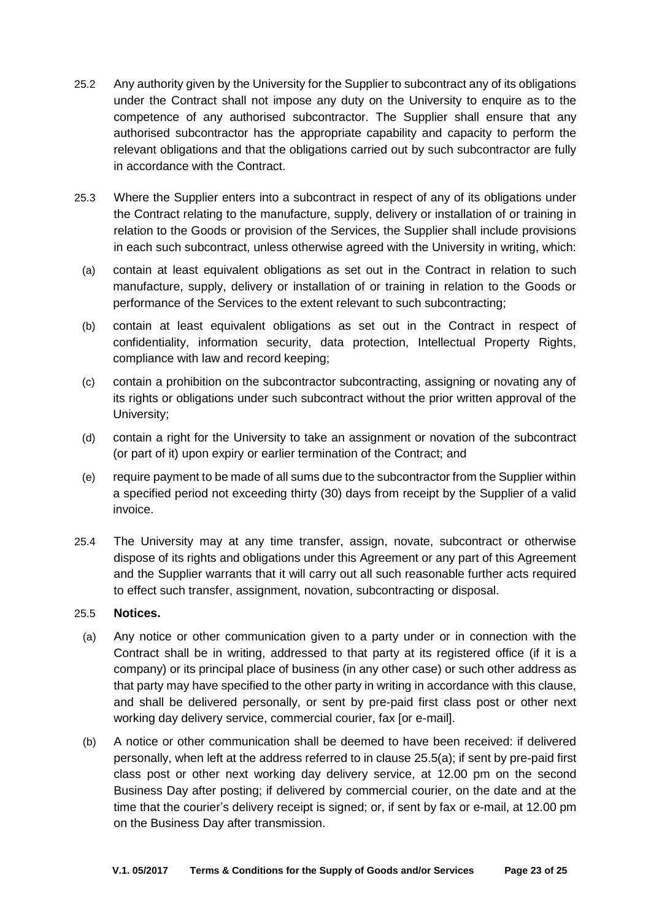25.2 Any authority given by the University for the Supplier to subcontract any of its obligations under the Contract shall not impose any duty on the University to enquire as to the competence of any authorised subcontractor. The Supplier shall ensure that any authorised subcontractor has the appropriate capability and capacity to perform the relevant obligations and that the obligations carried out by such subcontractor are fully in accordance with the Contract.

25.3 Where the Supplier enters into a subcontract in respect of any of its obligations under the Contract relating to the manufacture, supply, delivery or installation of or training in relation to the Goods or provision of the Services, the Supplier shall include provisions in each such subcontract, unless otherwise agreed with the University in writing, which:

(a) contain at least equivalent obligations as set out in the Contract in relation to such manufacture, supply, delivery or installation of or training in relation to the Goods or performance of the Services to the extent relevant to such subcontracting;

(b) contain at least equivalent obligations as set out in the Contract in respect of confidentiality, information security, data protection, Intellectual Property Rights, compliance with law and record keeping;

(c) contain a prohibition on the subcontractor subcontracting, assigning or novating any of its rights or obligations under such subcontract without the prior written approval of the University;

(d) contain a right for the University to take an assignment or novation of the subcontract (or part of it) upon expiry or earlier termination of the Contract; and

(e) require payment to be made of all sums due to the subcontractor from the Supplier within a specified period not exceeding thirty (30) days from receipt by the Supplier of a valid invoice.

25.4 The University may at any time transfer, assign, novate, subcontract or otherwise dispose of its rights and obligations under this Agreement or any part of this Agreement and the Supplier warrants that it will carry out all such reasonable further acts required to effect such transfer, assignment, novation, subcontracting or disposal.

25.5 **Notices.**

(a) Any notice or other communication given to a party under or in connection with the Contract shall be in writing, addressed to that party at its registered office (if it is a company) or its principal place of business (in any other case) or such other address as that party may have specified to the other party in writing in accordance with this clause, and shall be delivered personally, or sent by pre-paid first class post or other next working day delivery service, commercial courier, fax [or e-mail].

(b) A notice or other communication shall be deemed to have been received: if delivered personally, when left at the address referred to in clause 25.5(a); if sent by pre-paid first class post or other next working day delivery service, at 12.00 pm on the second Business Day after posting; if delivered by commercial courier, on the date and at the time that the courier's delivery receipt is signed; or, if sent by fax or e-mail, at 12.00 pm on the Business Day after transmission.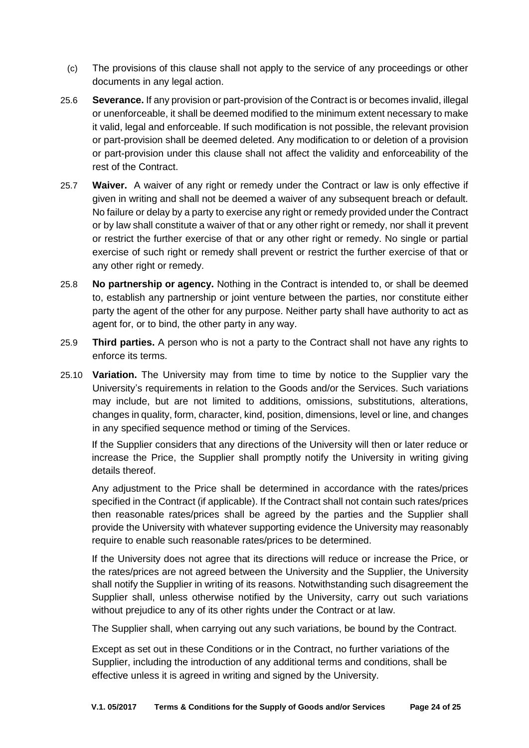(c) The provisions of this clause shall not apply to the service of any proceedings or other documents in any legal action.

25.6 **Severance.** If any provision or part-provision of the Contract is or becomes invalid, illegal or unenforceable, it shall be deemed modified to the minimum extent necessary to make it valid, legal and enforceable. If such modification is not possible, the relevant provision or part-provision shall be deemed deleted. Any modification to or deletion of a provision or part-provision under this clause shall not affect the validity and enforceability of the rest of the Contract.

25.7 **Waiver.** A waiver of any right or remedy under the Contract or law is only effective if given in writing and shall not be deemed a waiver of any subsequent breach or default. No failure or delay by a party to exercise any right or remedy provided under the Contract or by law shall constitute a waiver of that or any other right or remedy, nor shall it prevent or restrict the further exercise of that or any other right or remedy. No single or partial exercise of such right or remedy shall prevent or restrict the further exercise of that or any other right or remedy.

25.8 **No partnership or agency.** Nothing in the Contract is intended to, or shall be deemed to, establish any partnership or joint venture between the parties, nor constitute either party the agent of the other for any purpose. Neither party shall have authority to act as agent for, or to bind, the other party in any way.

25.9 **Third parties.** A person who is not a party to the Contract shall not have any rights to enforce its terms.

25.10 **Variation.** The University may from time to time by notice to the Supplier vary the University's requirements in relation to the Goods and/or the Services. Such variations may include, but are not limited to additions, omissions, substitutions, alterations, changes in quality, form, character, kind, position, dimensions, level or line, and changes in any specified sequence method or timing of the Services.

If the Supplier considers that any directions of the University will then or later reduce or increase the Price, the Supplier shall promptly notify the University in writing giving details thereof.

Any adjustment to the Price shall be determined in accordance with the rates/prices specified in the Contract (if applicable). If the Contract shall not contain such rates/prices then reasonable rates/prices shall be agreed by the parties and the Supplier shall provide the University with whatever supporting evidence the University may reasonably require to enable such reasonable rates/prices to be determined.

If the University does not agree that its directions will reduce or increase the Price, or the rates/prices are not agreed between the University and the Supplier, the University shall notify the Supplier in writing of its reasons. Notwithstanding such disagreement the Supplier shall, unless otherwise notified by the University, carry out such variations without prejudice to any of its other rights under the Contract or at law.

The Supplier shall, when carrying out any such variations, be bound by the Contract.

Except as set out in these Conditions or in the Contract, no further variations of the Supplier, including the introduction of any additional terms and conditions, shall be effective unless it is agreed in writing and signed by the University.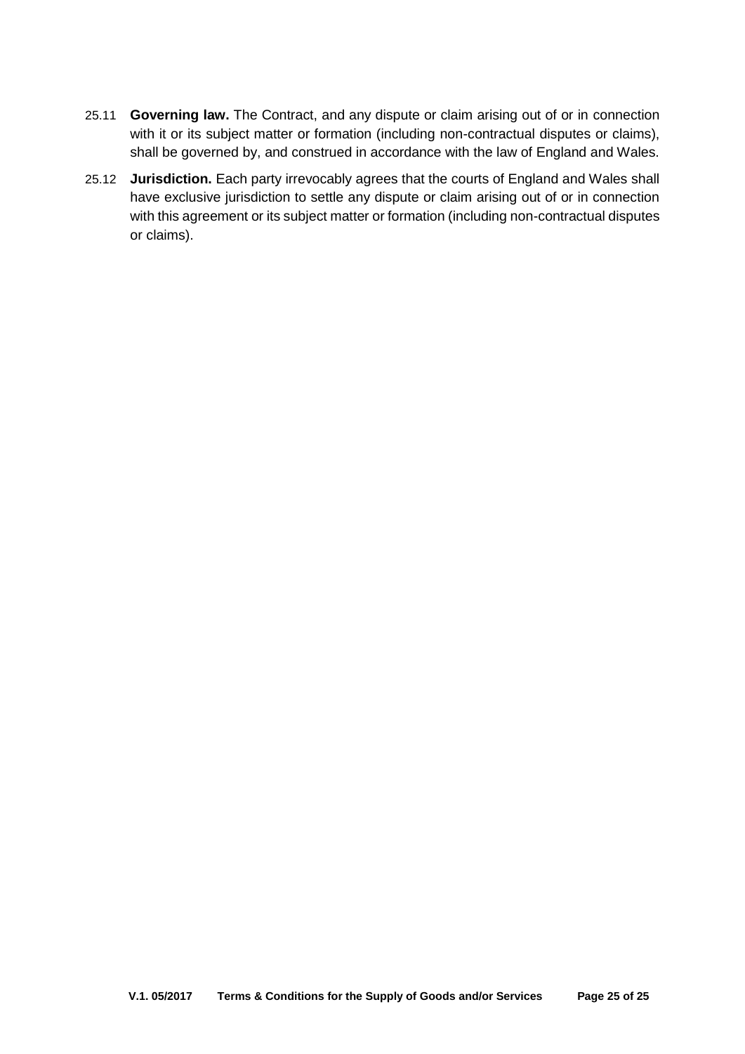25.11 **Governing law.** The Contract, and any dispute or claim arising out of or in connection with it or its subject matter or formation (including non-contractual disputes or claims), shall be governed by, and construed in accordance with the law of England and Wales.

25.12 **Jurisdiction.** Each party irrevocably agrees that the courts of England and Wales shall have exclusive jurisdiction to settle any dispute or claim arising out of or in connection with this agreement or its subject matter or formation (including non-contractual disputes or claims).